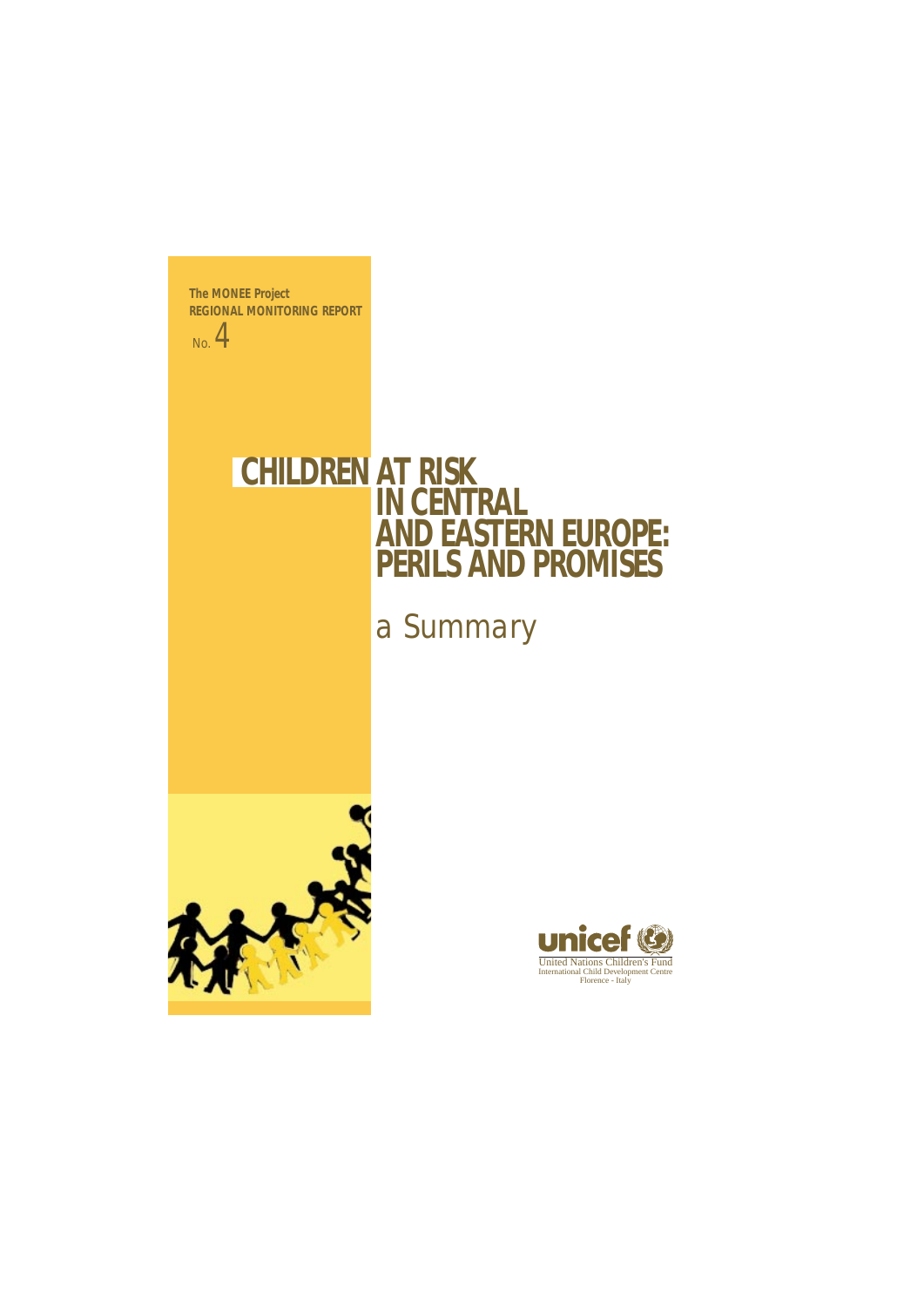The MONEE Project
**REGIONAL MONITORING REPORT**
No. 4

# CHILDREN AT RISK IN CENTRAL AND EASTERN EUROPE: PERILS AND PROMISES

a Summary

unicef
United Nations Children's Fund
International Child Development Centre
Florence - Italy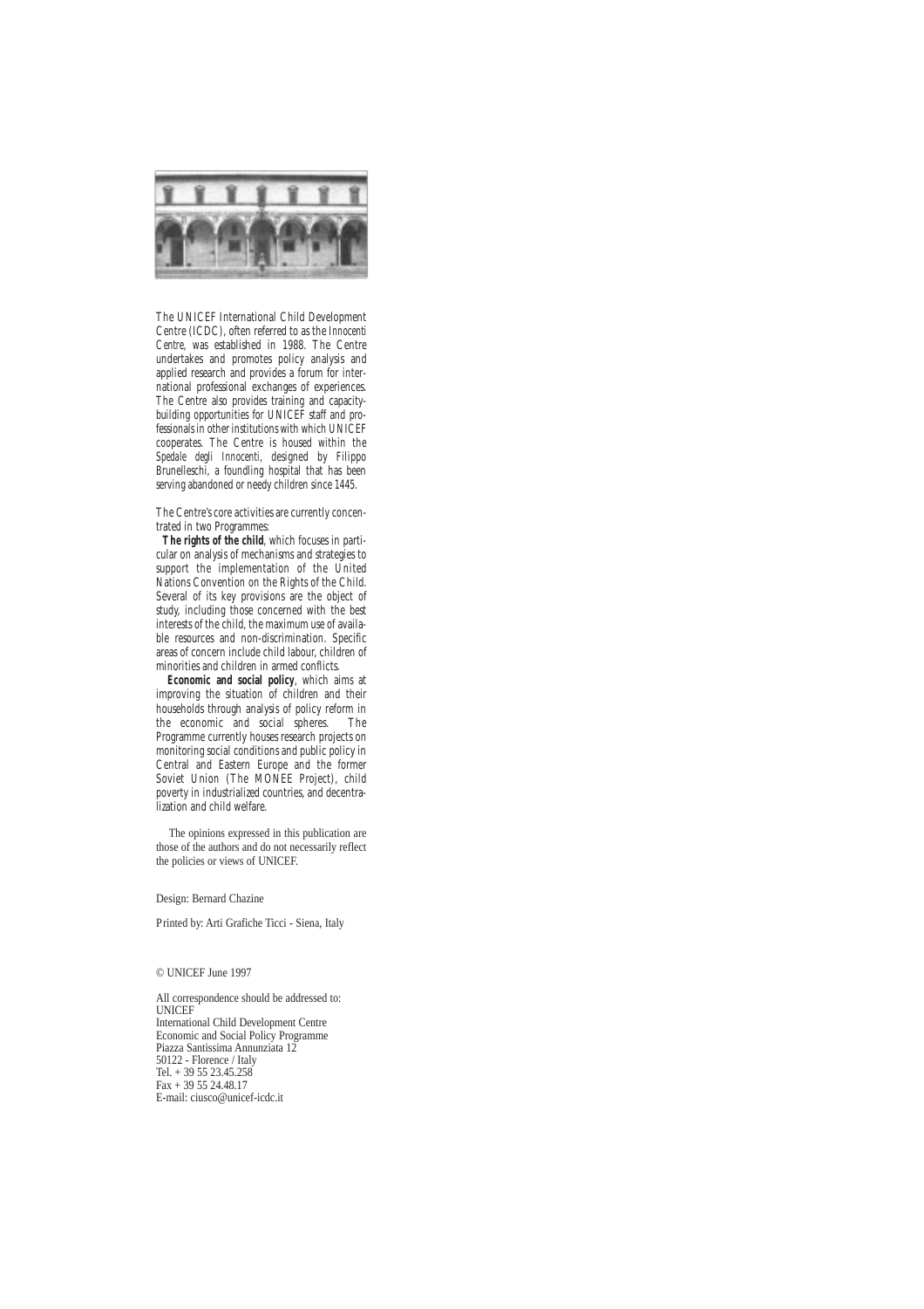The UNICEF International Child Development Centre (ICDC), often referred to as the *Innocenti Centre*, was established in 1988. The Centre undertakes and promotes policy analysis and applied research and provides a forum for international professional exchanges of experiences. The Centre also provides training and capacity-building opportunities for UNICEF staff and professionals in other institutions with which UNICEF cooperates. The Centre is housed within the *Spedale degli Innocenti*, designed by Filippo Brunelleschi, a foundling hospital that has been serving abandoned or needy children since 1445.

The Centre's core activities are currently concentrated in two Programmes:

**The rights of the child**, which focuses in particular on analysis of mechanisms and strategies to support the implementation of the United Nations Convention on the Rights of the Child. Several of its key provisions are the object of study, including those concerned with the best interests of the child, the maximum use of available resources and non-discrimination. Specific areas of concern include child labour, children of minorities and children in armed conflicts.

**Economic and social policy**, which aims at improving the situation of children and their households through analysis of policy reform in the economic and social spheres. The Programme currently houses research projects on monitoring social conditions and public policy in Central and Eastern Europe and the former Soviet Union (The MONEE Project), child poverty in industrialized countries, and decentralization and child welfare.

The opinions expressed in this publication are those of the authors and do not necessarily reflect the policies or views of UNICEF.

Design: Bernard Chazine

Printed by: Arti Grafiche Ticci - Siena, Italy

© UNICEF June 1997

All correspondence should be addressed to:
UNICEF
International Child Development Centre
Economic and Social Policy Programme
Piazza Santissima Annunziata 12
50122 - Florence / Italy
Tel. + 39 55 23.45.258
Fax + 39 55 24.48.17
E-mail: ciusco@unicef-icdc.it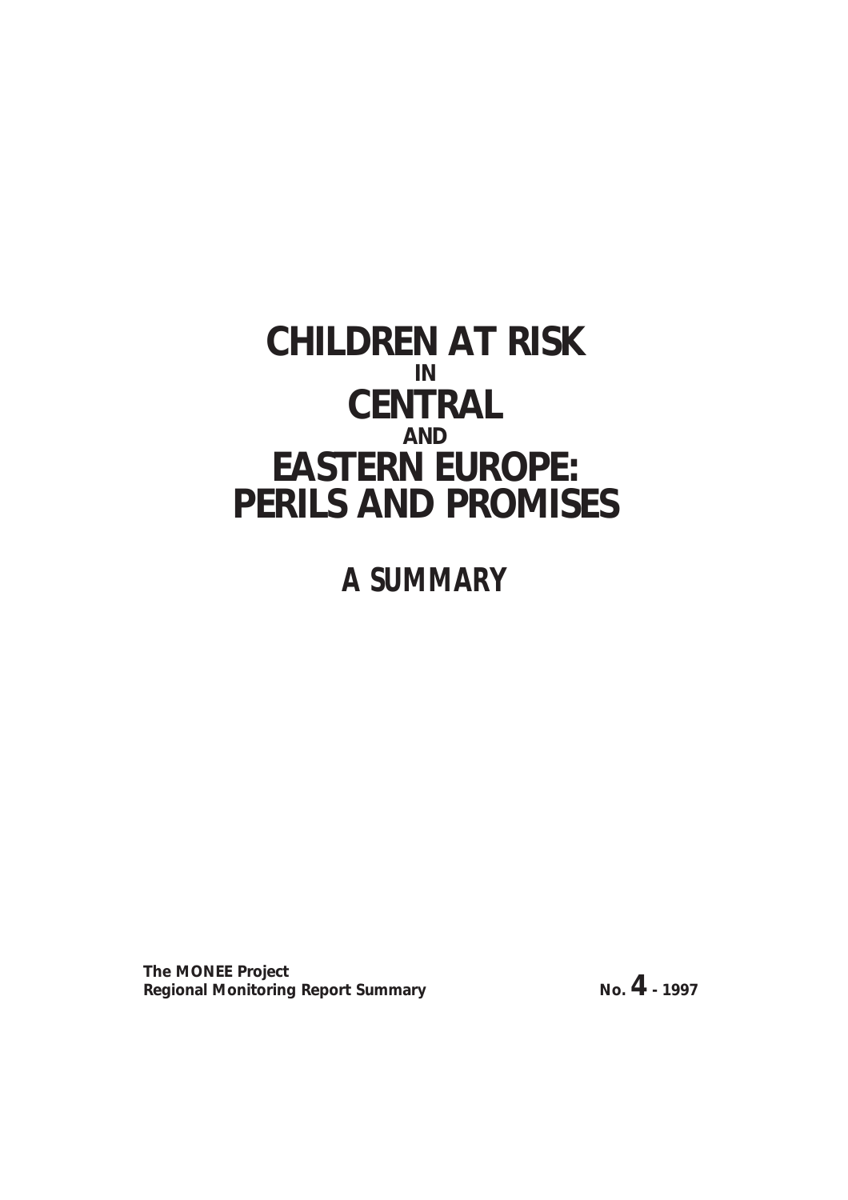# CHILDREN AT RISK IN CENTRAL AND EASTERN EUROPE: PERILS AND PROMISES

## *A SUMMARY*

**The MONEE Project**
**Regional Monitoring Report Summary**

**No. 4 - 1997**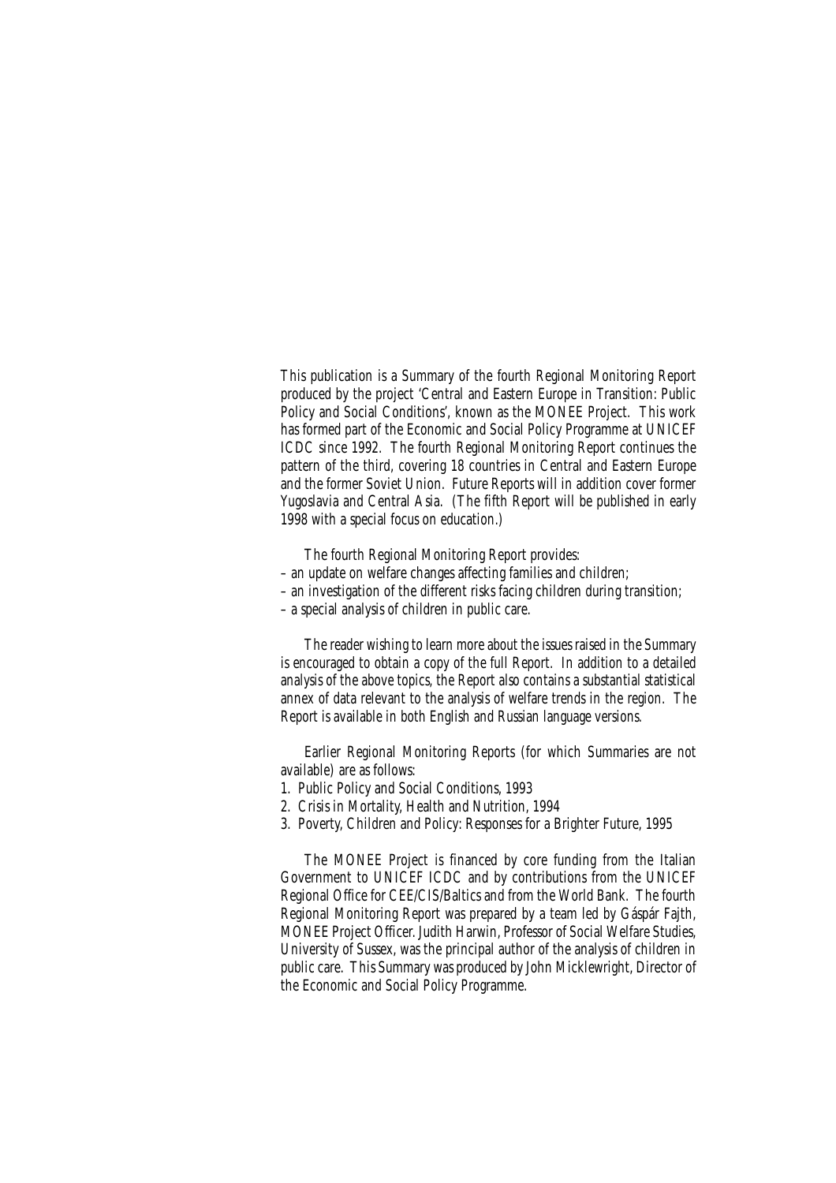This publication is a Summary of the fourth Regional Monitoring Report produced by the project 'Central and Eastern Europe in Transition: Public Policy and Social Conditions', known as the MONEE Project. This work has formed part of the Economic and Social Policy Programme at UNICEF ICDC since 1992. The fourth Regional Monitoring Report continues the pattern of the third, covering 18 countries in Central and Eastern Europe and the former Soviet Union. Future Reports will in addition cover former Yugoslavia and Central Asia. (The fifth Report will be published in early 1998 with a special focus on education.)

The fourth Regional Monitoring Report provides:

– an update on welfare changes affecting families and children;
– an investigation of the different risks facing children during transition;
– a special analysis of children in public care.

The reader wishing to learn more about the issues raised in the Summary is encouraged to obtain a copy of the full Report. In addition to a detailed analysis of the above topics, the Report also contains a substantial statistical annex of data relevant to the analysis of welfare trends in the region. The Report is available in both English and Russian language versions.

Earlier Regional Monitoring Reports (for which Summaries are not available) are as follows:

1. Public Policy and Social Conditions, 1993
2. Crisis in Mortality, Health and Nutrition, 1994
3. Poverty, Children and Policy: Responses for a Brighter Future, 1995

The MONEE Project is financed by core funding from the Italian Government to UNICEF ICDC and by contributions from the UNICEF Regional Office for CEE/CIS/Baltics and from the World Bank. The fourth Regional Monitoring Report was prepared by a team led by Gáspár Fajth, MONEE Project Officer. Judith Harwin, Professor of Social Welfare Studies, University of Sussex, was the principal author of the analysis of children in public care. This Summary was produced by John Micklewright, Director of the Economic and Social Policy Programme.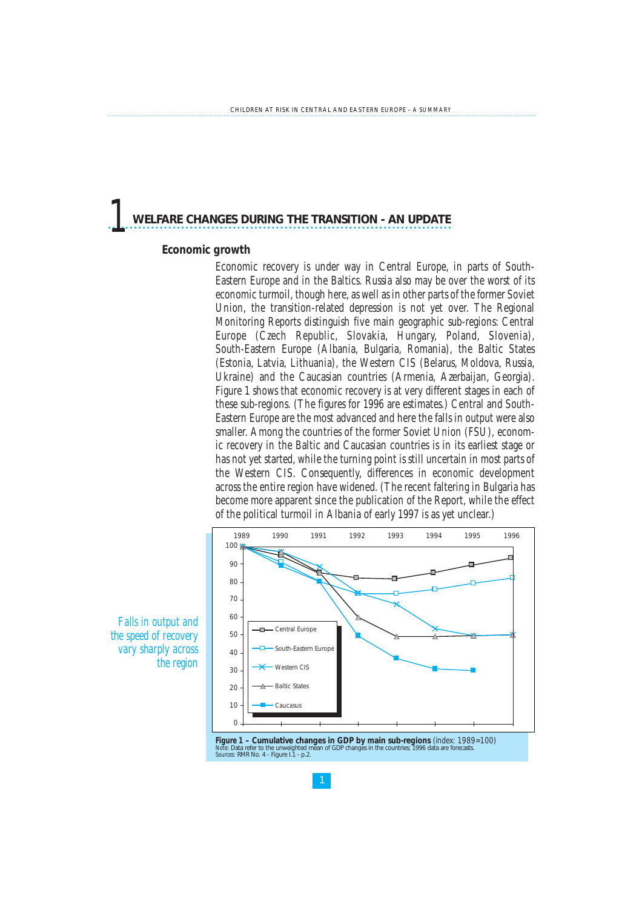# 1 WELFARE CHANGES DURING THE TRANSITION - AN UPDATE

## Economic growth

Economic recovery is under way in Central Europe, in parts of South-Eastern Europe and in the Baltics. Russia also may be over the worst of its economic turmoil, though here, as well as in other parts of the former Soviet Union, the transition-related depression is not yet over. The Regional Monitoring Reports distinguish five main geographic sub-regions: Central Europe (Czech Republic, Slovakia, Hungary, Poland, Slovenia), South-Eastern Europe (Albania, Bulgaria, Romania), the Baltic States (Estonia, Latvia, Lithuania), the Western CIS (Belarus, Moldova, Russia, Ukraine) and the Caucasian countries (Armenia, Azerbaijan, Georgia). Figure 1 shows that economic recovery is at very different stages in each of these sub-regions. (The figures for 1996 are estimates.) Central and South-Eastern Europe are the most advanced and here the falls in output were also smaller. Among the countries of the former Soviet Union (FSU), economic recovery in the Baltic and Caucasian countries is in its earliest stage or has not yet started, while the turning point is still uncertain in most parts of the Western CIS. Consequently, differences in economic development across the entire region have widened. (The recent faltering in Bulgaria has become more apparent since the publication of the Report, while the effect of the political turmoil in Albania of early 1997 is as yet unclear.)

*Falls in output and the speed of recovery vary sharply across the region*

**Figure 1 – Cumulative changes in GDP by main sub-regions** (index: 1989=100)
*Note:* Data refer to the unweighted mean of GDP changes in the countries; 1996 data are forecasts.
Sources: RMR No. 4 - Figure I.1 - p.2.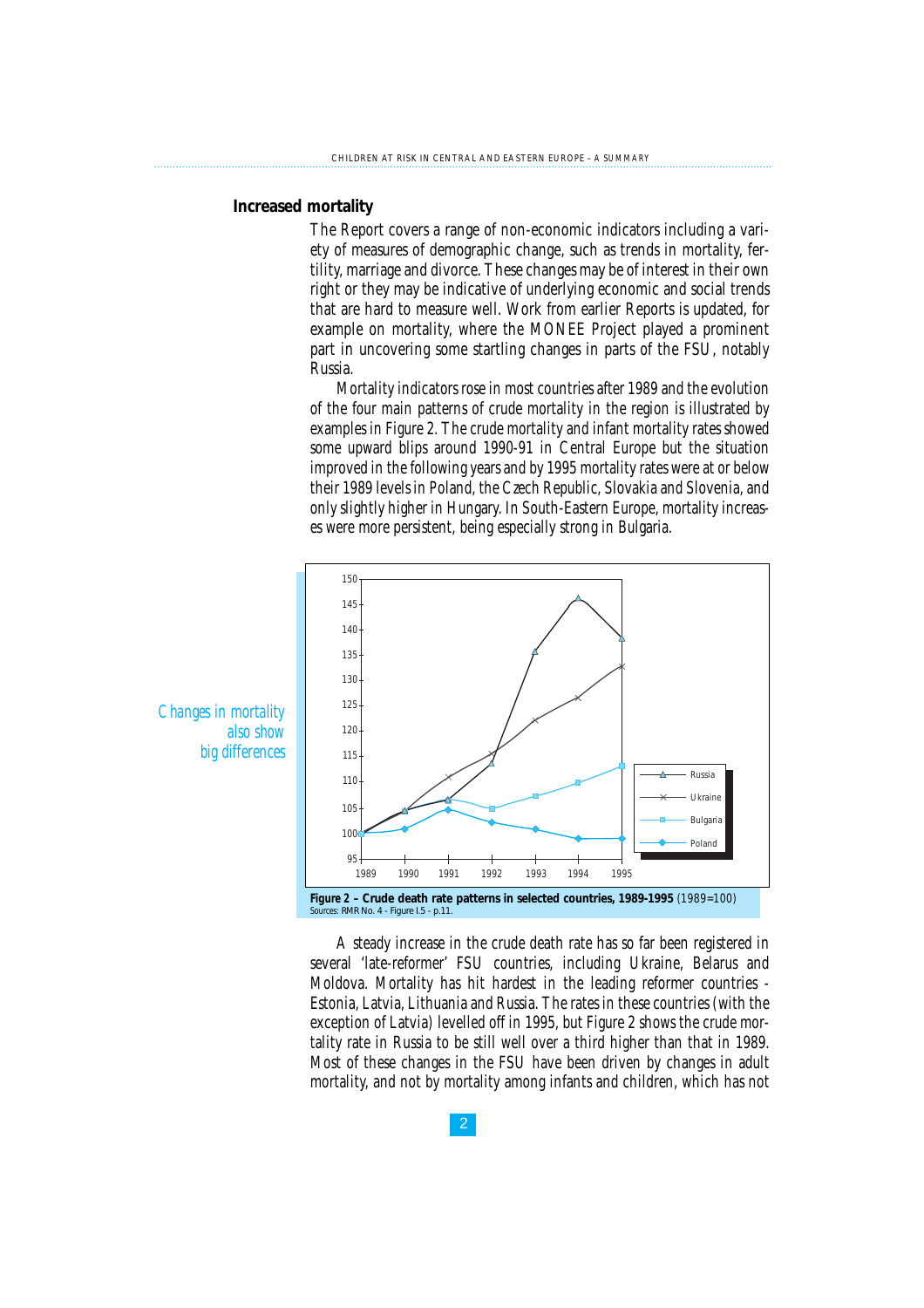## Increased mortality

The Report covers a range of non-economic indicators including a variety of measures of demographic change, such as trends in mortality, fertility, marriage and divorce. These changes may be of interest in their own right or they may be indicative of underlying economic and social trends that are hard to measure well. Work from earlier Reports is updated, for example on mortality, where the MONEE Project played a prominent part in uncovering some startling changes in parts of the FSU, notably Russia.

Mortality indicators rose in most countries after 1989 and the evolution of the four main patterns of crude mortality in the region is illustrated by examples in Figure 2. The crude mortality and infant mortality rates showed some upward blips around 1990-91 in Central Europe but the situation improved in the following years and by 1995 mortality rates were at or below their 1989 levels in Poland, the Czech Republic, Slovakia and Slovenia, and only slightly higher in Hungary. In South-Eastern Europe, mortality increases were more persistent, being especially strong in Bulgaria.

*Changes in mortality also show big differences*

**Figure 2 – Crude death rate patterns in selected countries, 1989-1995** (1989=100)
Sources: RMR No. 4 - Figure I.5 - p.11.

A steady increase in the crude death rate has so far been registered in several 'late-reformer' FSU countries, including Ukraine, Belarus and Moldova. Mortality has hit hardest in the leading reformer countries - Estonia, Latvia, Lithuania and Russia. The rates in these countries (with the exception of Latvia) levelled off in 1995, but Figure 2 shows the crude mortality rate in Russia to be still well over a third higher than that in 1989. Most of these changes in the FSU have been driven by changes in adult mortality, and not by mortality among infants and children, which has not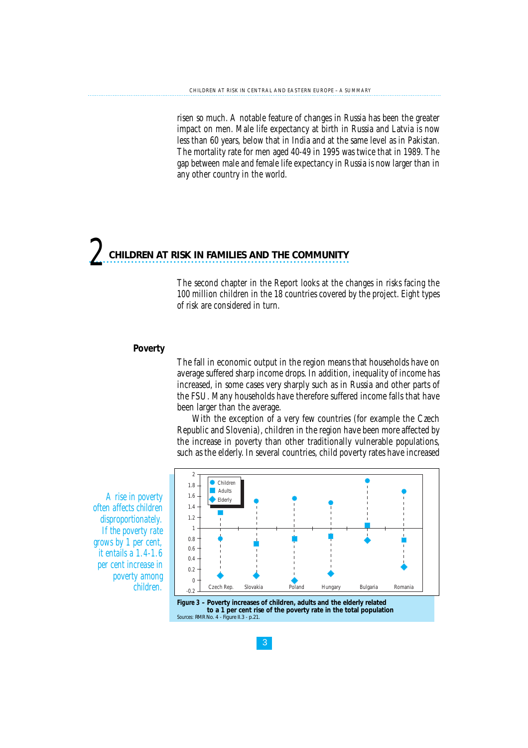risen so much. A notable feature of changes in Russia has been the greater impact on men. Male life expectancy at birth in Russia and Latvia is now less than 60 years, below that in India and at the same level as in Pakistan. The mortality rate for men aged 40-49 in 1995 was twice that in 1989. The gap between male and female life expectancy in Russia is now larger than in any other country in the world.

# 2 CHILDREN AT RISK IN FAMILIES AND THE COMMUNITY

The second chapter in the Report looks at the changes in risks facing the 100 million children in the 18 countries covered by the project. Eight types of risk are considered in turn.

### Poverty

The fall in economic output in the region means that households have on average suffered sharp income drops. In addition, inequality of income has increased, in some cases very sharply such as in Russia and other parts of the FSU. Many households have therefore suffered income falls that have been larger than the average.

With the exception of a very few countries (for example the Czech Republic and Slovenia), children in the region have been more affected by the increase in poverty than other traditionally vulnerable populations, such as the elderly. In several countries, child poverty rates have increased

*A rise in poverty often affects children disproportionately. If the poverty rate grows by 1 per cent, it entails a 1.4-1.6 per cent increase in poverty among children.*

**Figure 3 – Poverty increases of children, adults and the elderly related to a 1 per cent rise of the poverty rate in the total population**
Sources: RMR No. 4 - Figure II.3 - p.21.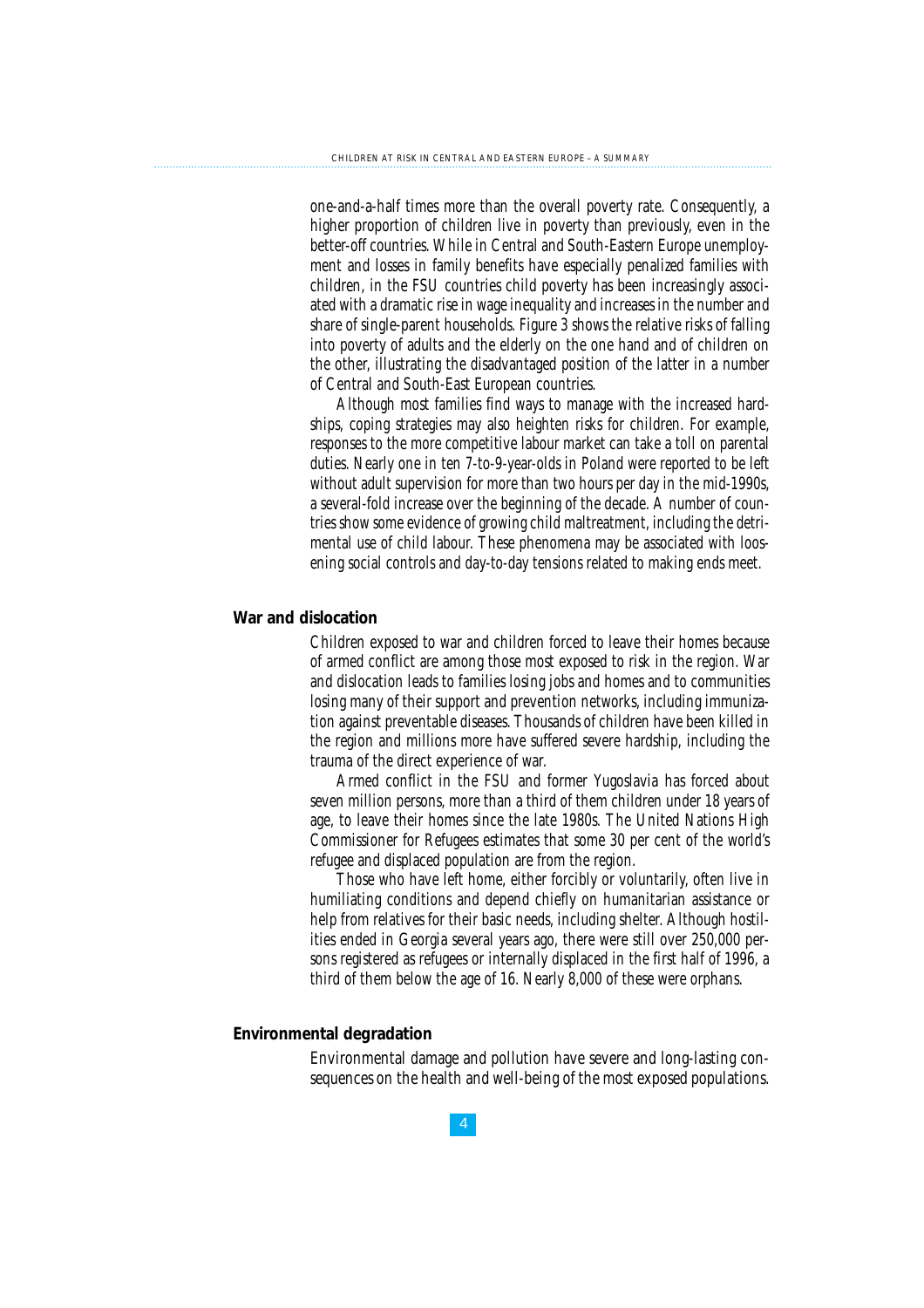one-and-a-half times more than the overall poverty rate. Consequently, a higher proportion of children live in poverty than previously, even in the better-off countries. While in Central and South-Eastern Europe unemployment and losses in family benefits have especially penalized families with children, in the FSU countries child poverty has been increasingly associated with a dramatic rise in wage inequality and increases in the number and share of single-parent households. Figure 3 shows the relative risks of falling into poverty of adults and the elderly on the one hand and of children on the other, illustrating the disadvantaged position of the latter in a number of Central and South-East European countries.

Although most families find ways to manage with the increased hardships, coping strategies may also heighten risks for children. For example, responses to the more competitive labour market can take a toll on parental duties. Nearly one in ten 7-to-9-year-olds in Poland were reported to be left without adult supervision for more than two hours per day in the mid-1990s, a several-fold increase over the beginning of the decade. A number of countries show some evidence of growing child maltreatment, including the detrimental use of child labour. These phenomena may be associated with loosening social controls and day-to-day tensions related to making ends meet.

### War and dislocation

Children exposed to war and children forced to leave their homes because of armed conflict are among those most exposed to risk in the region. War and dislocation leads to families losing jobs and homes and to communities losing many of their support and prevention networks, including immunization against preventable diseases. Thousands of children have been killed in the region and millions more have suffered severe hardship, including the trauma of the direct experience of war.

Armed conflict in the FSU and former Yugoslavia has forced about seven million persons, more than a third of them children under 18 years of age, to leave their homes since the late 1980s. The United Nations High Commissioner for Refugees estimates that some 30 per cent of the world's refugee and displaced population are from the region.

Those who have left home, either forcibly or voluntarily, often live in humiliating conditions and depend chiefly on humanitarian assistance or help from relatives for their basic needs, including shelter. Although hostilities ended in Georgia several years ago, there were still over 250,000 persons registered as refugees or internally displaced in the first half of 1996, a third of them below the age of 16. Nearly 8,000 of these were orphans.

### Environmental degradation

Environmental damage and pollution have severe and long-lasting consequences on the health and well-being of the most exposed populations.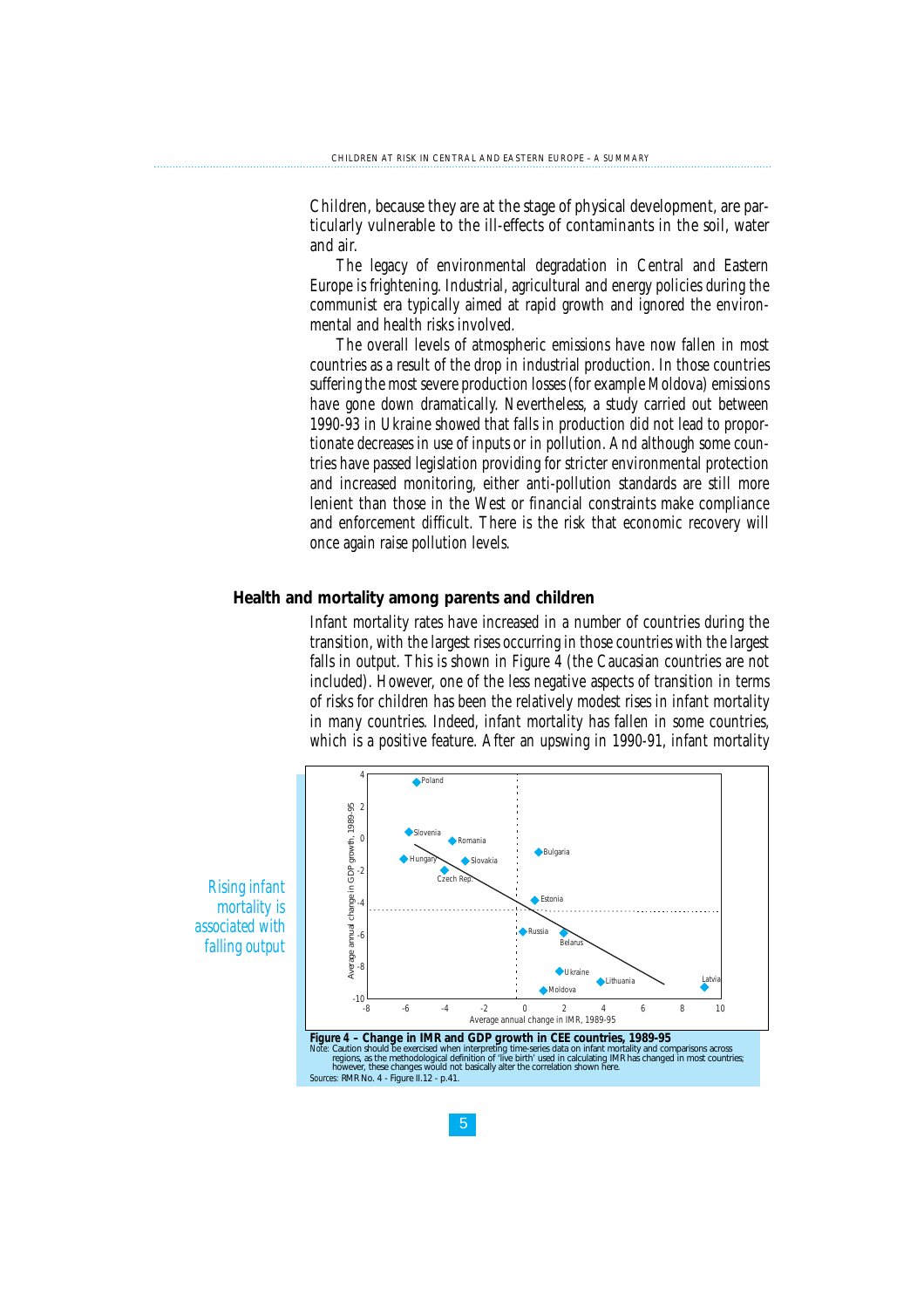Children, because they are at the stage of physical development, are particularly vulnerable to the ill-effects of contaminants in the soil, water and air.

The legacy of environmental degradation in Central and Eastern Europe is frightening. Industrial, agricultural and energy policies during the communist era typically aimed at rapid growth and ignored the environmental and health risks involved.

The overall levels of atmospheric emissions have now fallen in most countries as a result of the drop in industrial production. In those countries suffering the most severe production losses (for example Moldova) emissions have gone down dramatically. Nevertheless, a study carried out between 1990-93 in Ukraine showed that falls in production did not lead to proportionate decreases in use of inputs or in pollution. And although some countries have passed legislation providing for stricter environmental protection and increased monitoring, either anti-pollution standards are still more lenient than those in the West or financial constraints make compliance and enforcement difficult. There is the risk that economic recovery will once again raise pollution levels.

## Health and mortality among parents and children

Infant mortality rates have increased in a number of countries during the transition, with the largest rises occurring in those countries with the largest falls in output. This is shown in Figure 4 (the Caucasian countries are not included). However, one of the less negative aspects of transition in terms of risks for children has been the relatively modest rises in infant mortality in many countries. Indeed, infant mortality has fallen in some countries, which is a positive feature. After an upswing in 1990-91, infant mortality

*Rising infant mortality is associated with falling output*

**Figure 4 – Change in IMR and GDP growth in CEE countries, 1989-95**

Note: Caution should be exercised when interpreting time-series data on infant mortality and comparisons across regions, as the methodological definition of 'live birth' used in calculating IMR has changed in most countries; however, these changes would not basically alter the correlation shown here.

Sources: RMR No. 4 - Figure II.12 - p.41.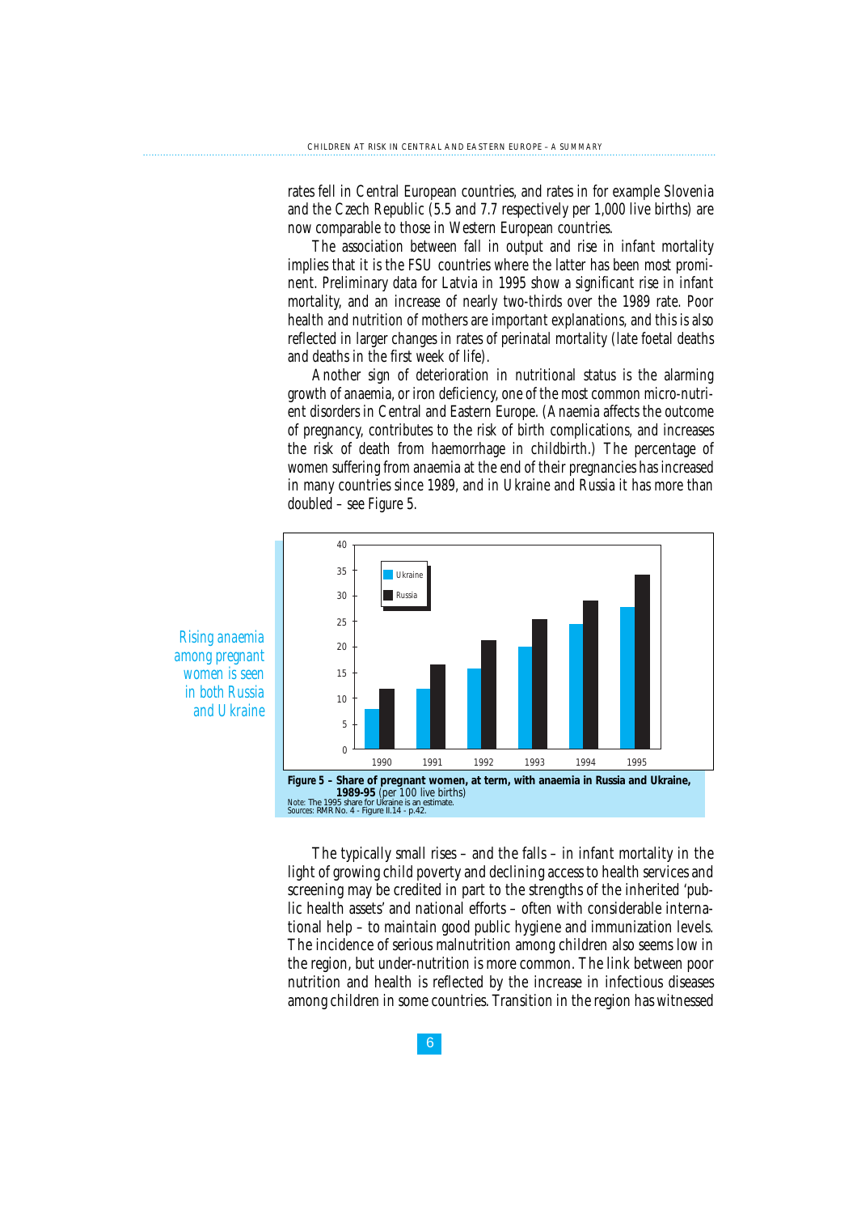rates fell in Central European countries, and rates in for example Slovenia and the Czech Republic (5.5 and 7.7 respectively per 1,000 live births) are now comparable to those in Western European countries.

The association between fall in output and rise in infant mortality implies that it is the FSU countries where the latter has been most prominent. Preliminary data for Latvia in 1995 show a significant rise in infant mortality, and an increase of nearly two-thirds over the 1989 rate. Poor health and nutrition of mothers are important explanations, and this is also reflected in larger changes in rates of perinatal mortality (late foetal deaths and deaths in the first week of life).

Another sign of deterioration in nutritional status is the alarming growth of anaemia, or iron deficiency, one of the most common micro-nutrient disorders in Central and Eastern Europe. (Anaemia affects the outcome of pregnancy, contributes to the risk of birth complications, and increases the risk of death from haemorrhage in childbirth.) The percentage of women suffering from anaemia at the end of their pregnancies has increased in many countries since 1989, and in Ukraine and Russia it has more than doubled – see Figure 5.

*Rising anaemia among pregnant women is seen in both Russia and Ukraine*

**Figure 5 – Share of pregnant women, at term, with anaemia in Russia and Ukraine, 1989-95** (per 100 live births)
Note: The 1995 share for Ukraine is an estimate.
Sources: RMR No. 4 - Figure II.14 - p.42.

The typically small rises – and the falls – in infant mortality in the light of growing child poverty and declining access to health services and screening may be credited in part to the strengths of the inherited 'public health assets' and national efforts – often with considerable international help – to maintain good public hygiene and immunization levels. The incidence of serious malnutrition among children also seems low in the region, but under-nutrition is more common. The link between poor nutrition and health is reflected by the increase in infectious diseases among children in some countries. Transition in the region has witnessed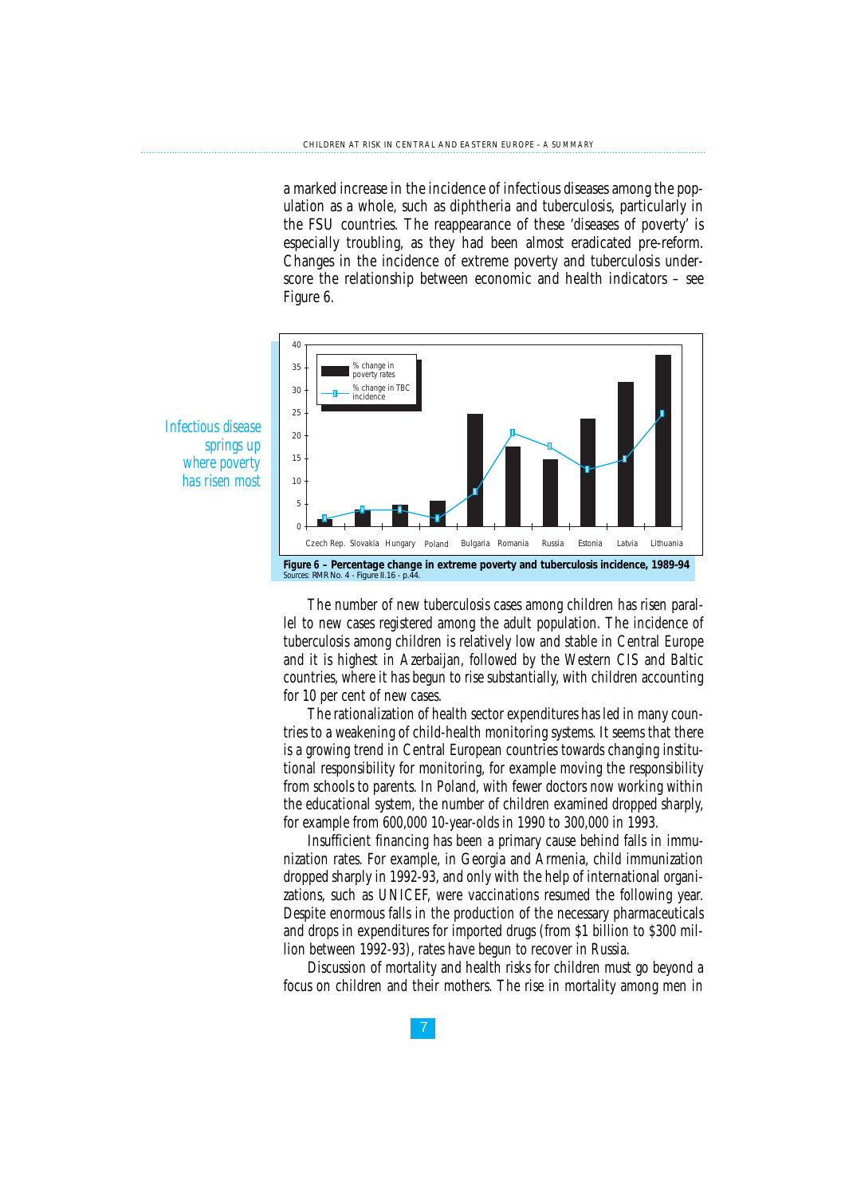a marked increase in the incidence of infectious diseases among the population as a whole, such as diphtheria and tuberculosis, particularly in the FSU countries. The reappearance of these 'diseases of poverty' is especially troubling, as they had been almost eradicated pre-reform. Changes in the incidence of extreme poverty and tuberculosis underscore the relationship between economic and health indicators – see Figure 6.

*Infectious disease springs up where poverty has risen most*

**Figure 6 – Percentage change in extreme poverty and tuberculosis incidence, 1989-94**
Sources: RMR No. 4 - Figure II.16 - p.44.

The number of new tuberculosis cases among children has risen parallel to new cases registered among the adult population. The incidence of tuberculosis among children is relatively low and stable in Central Europe and it is highest in Azerbaijan, followed by the Western CIS and Baltic countries, where it has begun to rise substantially, with children accounting for 10 per cent of new cases.

The rationalization of health sector expenditures has led in many countries to a weakening of child-health monitoring systems. It seems that there is a growing trend in Central European countries towards changing institutional responsibility for monitoring, for example moving the responsibility from schools to parents. In Poland, with fewer doctors now working within the educational system, the number of children examined dropped sharply, for example from 600,000 10-year-olds in 1990 to 300,000 in 1993.

Insufficient financing has been a primary cause behind falls in immunization rates. For example, in Georgia and Armenia, child immunization dropped sharply in 1992-93, and only with the help of international organizations, such as UNICEF, were vaccinations resumed the following year. Despite enormous falls in the production of the necessary pharmaceuticals and drops in expenditures for imported drugs (from $1 billion to $300 million between 1992-93), rates have begun to recover in Russia.

Discussion of mortality and health risks for children must go beyond a focus on children and their mothers. The rise in mortality among men in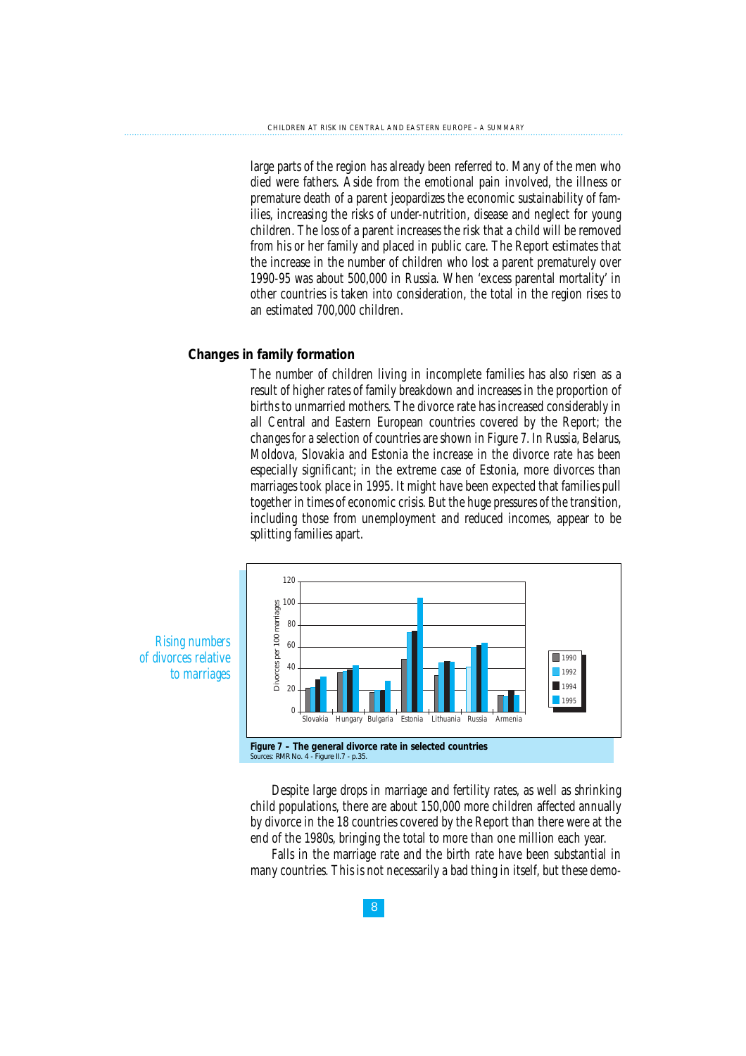large parts of the region has already been referred to. Many of the men who died were fathers. Aside from the emotional pain involved, the illness or premature death of a parent jeopardizes the economic sustainability of families, increasing the risks of under-nutrition, disease and neglect for young children. The loss of a parent increases the risk that a child will be removed from his or her family and placed in public care. The Report estimates that the increase in the number of children who lost a parent prematurely over 1990-95 was about 500,000 in Russia. When 'excess parental mortality' in other countries is taken into consideration, the total in the region rises to an estimated 700,000 children.

## Changes in family formation

The number of children living in incomplete families has also risen as a result of higher rates of family breakdown and increases in the proportion of births to unmarried mothers. The divorce rate has increased considerably in all Central and Eastern European countries covered by the Report; the changes for a selection of countries are shown in Figure 7. In Russia, Belarus, Moldova, Slovakia and Estonia the increase in the divorce rate has been especially significant; in the extreme case of Estonia, more divorces than marriages took place in 1995. It might have been expected that families pull together in times of economic crisis. But the huge pressures of the transition, including those from unemployment and reduced incomes, appear to be splitting families apart.

*Rising numbers of divorces relative to marriages*

**Figure 7 – The general divorce rate in selected countries**
Sources: RMR No. 4 - Figure II.7 - p.35.

Despite large drops in marriage and fertility rates, as well as shrinking child populations, there are about 150,000 more children affected annually by divorce in the 18 countries covered by the Report than there were at the end of the 1980s, bringing the total to more than one million each year.

Falls in the marriage rate and the birth rate have been substantial in many countries. This is not necessarily a bad thing in itself, but these demo-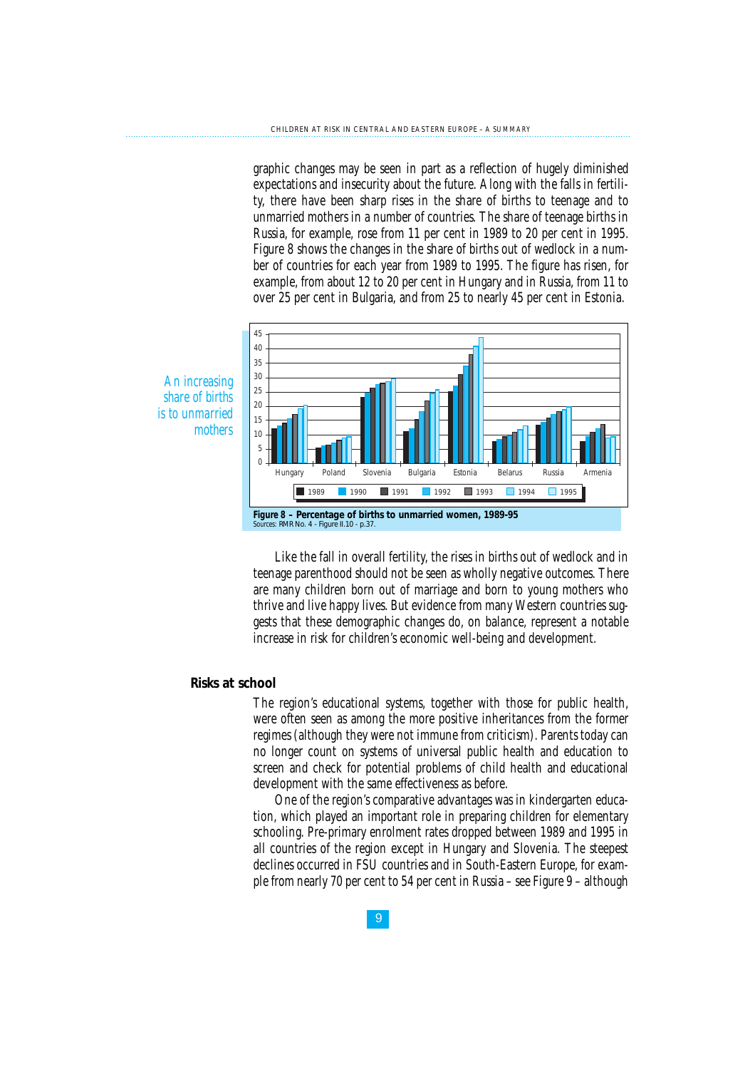graphic changes may be seen in part as a reflection of hugely diminished expectations and insecurity about the future. Along with the falls in fertility, there have been sharp rises in the share of births to teenage and to unmarried mothers in a number of countries. The share of teenage births in Russia, for example, rose from 11 per cent in 1989 to 20 per cent in 1995. Figure 8 shows the changes in the share of births out of wedlock in a number of countries for each year from 1989 to 1995. The figure has risen, for example, from about 12 to 20 per cent in Hungary and in Russia, from 11 to over 25 per cent in Bulgaria, and from 25 to nearly 45 per cent in Estonia.

*An increasing share of births is to unmarried mothers*

**Figure 8 – Percentage of births to unmarried women, 1989-95**
Sources: RMR No. 4 - Figure II.10 - p.37.

Like the fall in overall fertility, the rises in births out of wedlock and in teenage parenthood should not be seen as wholly negative outcomes. There are many children born out of marriage and born to young mothers who thrive and live happy lives. But evidence from many Western countries suggests that these demographic changes do, on balance, represent a notable increase in risk for children's economic well-being and development.

## Risks at school

The region's educational systems, together with those for public health, were often seen as among the more positive inheritances from the former regimes (although they were not immune from criticism). Parents today can no longer count on systems of universal public health and education to screen and check for potential problems of child health and educational development with the same effectiveness as before.

One of the region's comparative advantages was in kindergarten education, which played an important role in preparing children for elementary schooling. Pre-primary enrolment rates dropped between 1989 and 1995 in all countries of the region except in Hungary and Slovenia. The steepest declines occurred in FSU countries and in South-Eastern Europe, for example from nearly 70 per cent to 54 per cent in Russia – see Figure 9 – although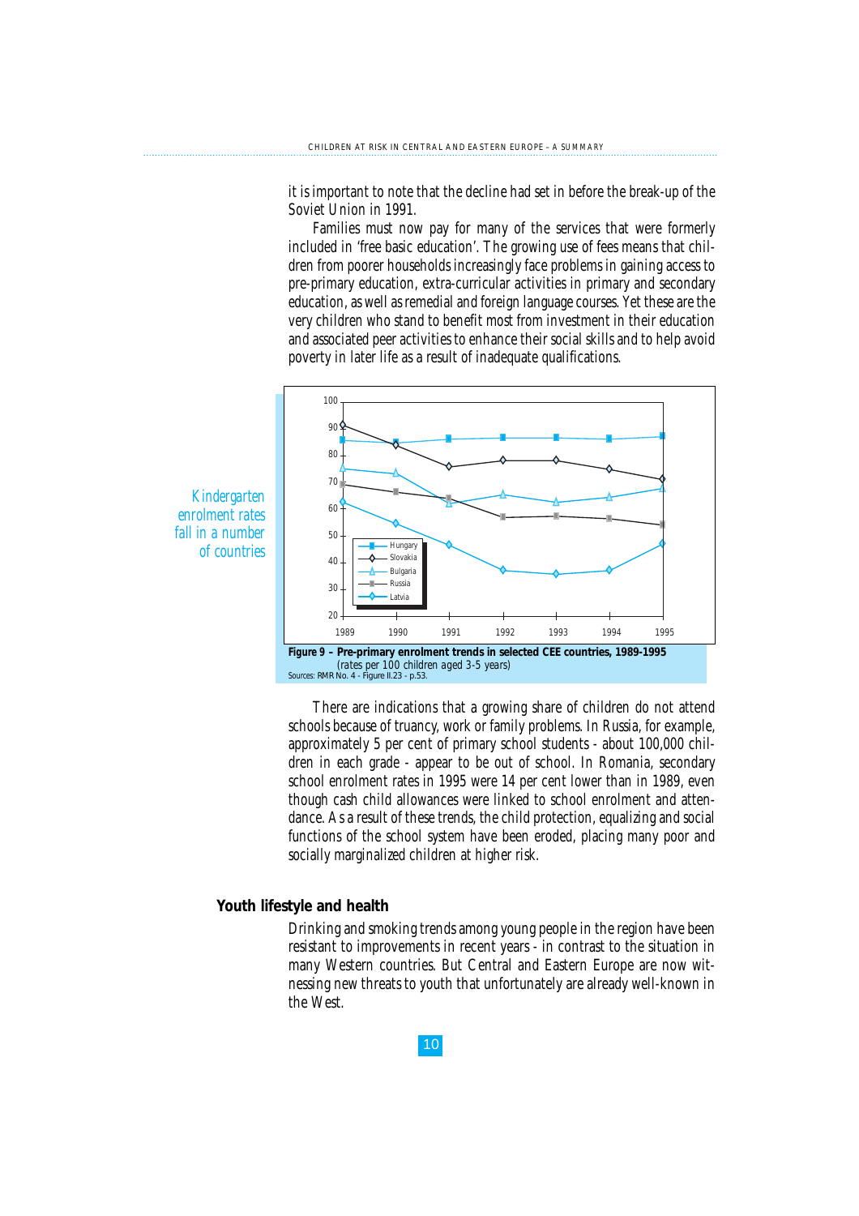it is important to note that the decline had set in before the break-up of the Soviet Union in 1991.

Families must now pay for many of the services that were formerly included in 'free basic education'. The growing use of fees means that children from poorer households increasingly face problems in gaining access to pre-primary education, extra-curricular activities in primary and secondary education, as well as remedial and foreign language courses. Yet these are the very children who stand to benefit most from investment in their education and associated peer activities to enhance their social skills and to help avoid poverty in later life as a result of inadequate qualifications.

*Kindergarten enrolment rates fall in a number of countries*

**Figure 9 – Pre-primary enrolment trends in selected CEE countries, 1989-1995**
*(rates per 100 children aged 3-5 years)*
Sources: RMR No. 4 - Figure II.23 - p.53.

There are indications that a growing share of children do not attend schools because of truancy, work or family problems. In Russia, for example, approximately 5 per cent of primary school students - about 100,000 children in each grade - appear to be out of school. In Romania, secondary school enrolment rates in 1995 were 14 per cent lower than in 1989, even though cash child allowances were linked to school enrolment and attendance. As a result of these trends, the child protection, equalizing and social functions of the school system have been eroded, placing many poor and socially marginalized children at higher risk.

## Youth lifestyle and health

Drinking and smoking trends among young people in the region have been resistant to improvements in recent years - in contrast to the situation in many Western countries. But Central and Eastern Europe are now witnessing new threats to youth that unfortunately are already well-known in the West.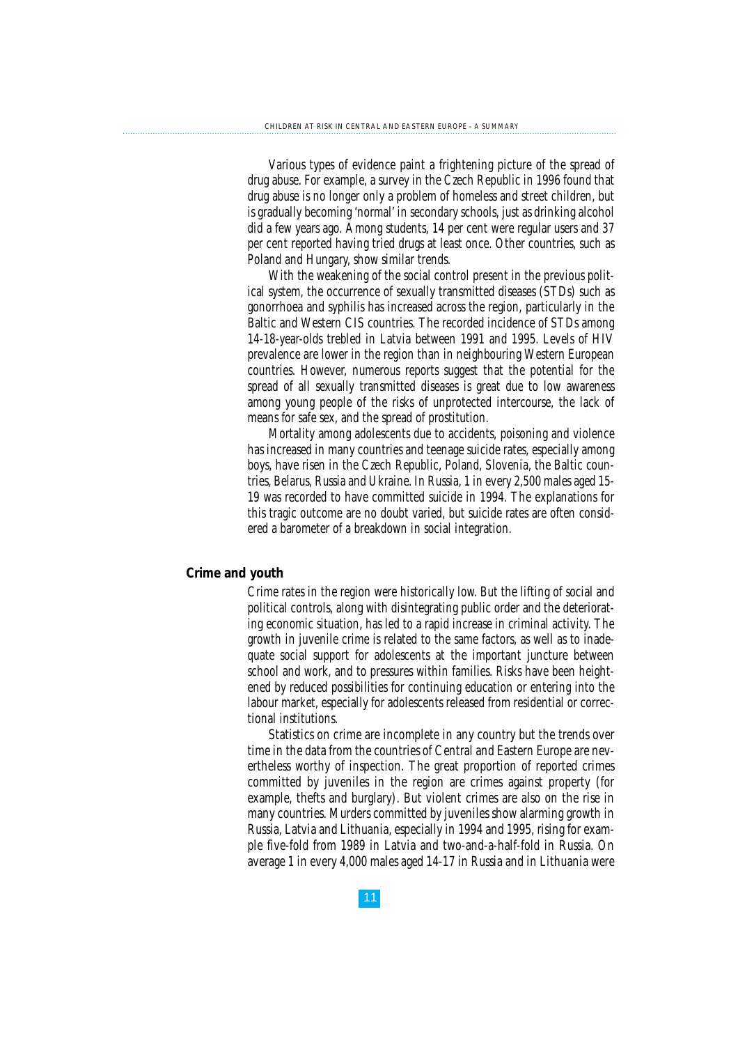Various types of evidence paint a frightening picture of the spread of drug abuse. For example, a survey in the Czech Republic in 1996 found that drug abuse is no longer only a problem of homeless and street children, but is gradually becoming 'normal' in secondary schools, just as drinking alcohol did a few years ago. Among students, 14 per cent were regular users and 37 per cent reported having tried drugs at least once. Other countries, such as Poland and Hungary, show similar trends.

With the weakening of the social control present in the previous political system, the occurrence of sexually transmitted diseases (STDs) such as gonorrhoea and syphilis has increased across the region, particularly in the Baltic and Western CIS countries. The recorded incidence of STDs among 14-18-year-olds trebled in Latvia between 1991 and 1995. Levels of HIV prevalence are lower in the region than in neighbouring Western European countries. However, numerous reports suggest that the potential for the spread of all sexually transmitted diseases is great due to low awareness among young people of the risks of unprotected intercourse, the lack of means for safe sex, and the spread of prostitution.

Mortality among adolescents due to accidents, poisoning and violence has increased in many countries and teenage suicide rates, especially among boys, have risen in the Czech Republic, Poland, Slovenia, the Baltic countries, Belarus, Russia and Ukraine. In Russia, 1 in every 2,500 males aged 15-19 was recorded to have committed suicide in 1994. The explanations for this tragic outcome are no doubt varied, but suicide rates are often considered a barometer of a breakdown in social integration.

## Crime and youth

Crime rates in the region were historically low. But the lifting of social and political controls, along with disintegrating public order and the deteriorating economic situation, has led to a rapid increase in criminal activity. The growth in juvenile crime is related to the same factors, as well as to inadequate social support for adolescents at the important juncture between school and work, and to pressures within families. Risks have been heightened by reduced possibilities for continuing education or entering into the labour market, especially for adolescents released from residential or correctional institutions.

Statistics on crime are incomplete in any country but the trends over time in the data from the countries of Central and Eastern Europe are nevertheless worthy of inspection. The great proportion of reported crimes committed by juveniles in the region are crimes against property (for example, thefts and burglary). But violent crimes are also on the rise in many countries. Murders committed by juveniles show alarming growth in Russia, Latvia and Lithuania, especially in 1994 and 1995, rising for example five-fold from 1989 in Latvia and two-and-a-half-fold in Russia. On average 1 in every 4,000 males aged 14-17 in Russia and in Lithuania were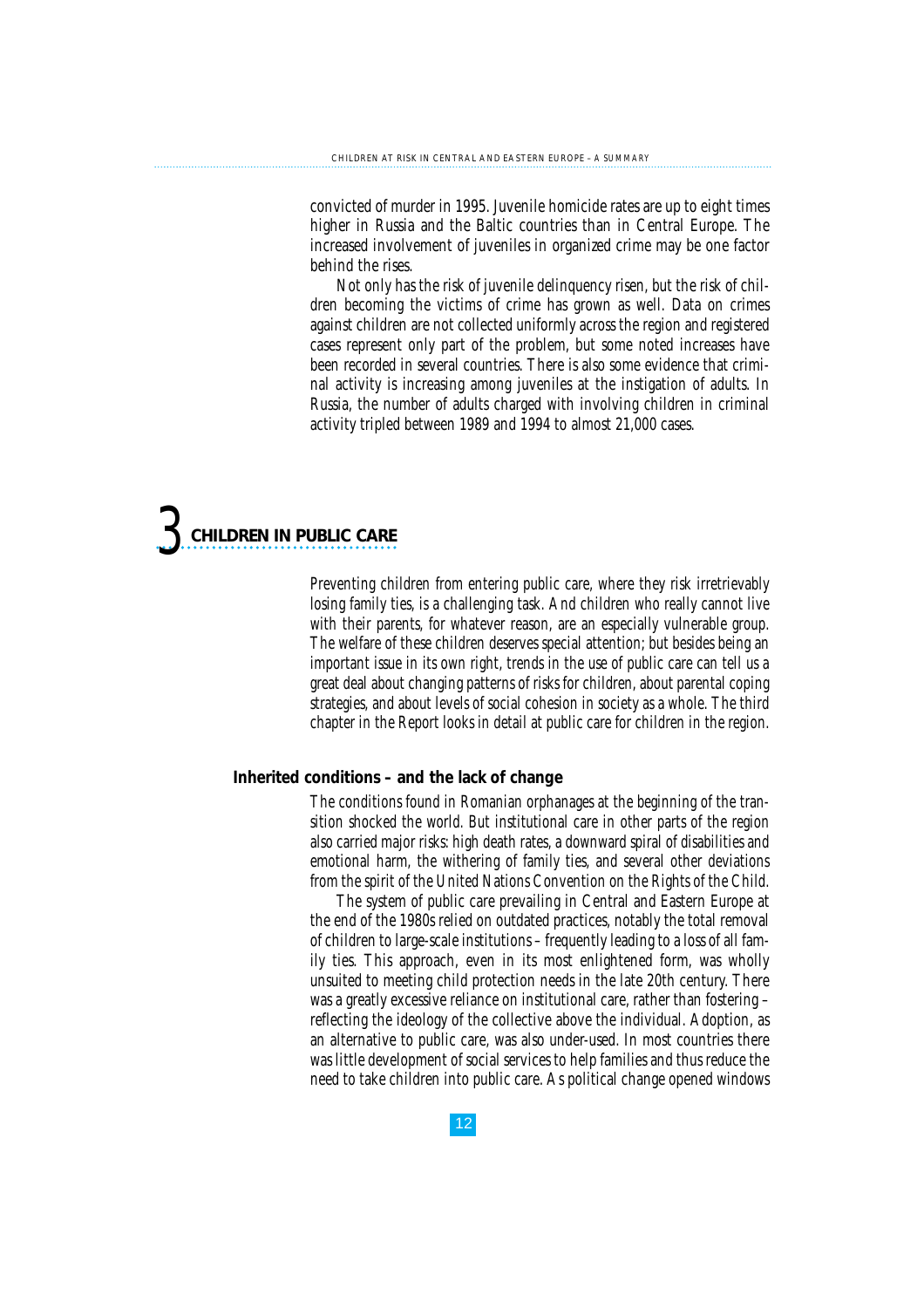convicted of murder in 1995. Juvenile homicide rates are up to eight times higher in Russia and the Baltic countries than in Central Europe. The increased involvement of juveniles in organized crime may be one factor behind the rises.

Not only has the risk of juvenile delinquency risen, but the risk of children becoming the victims of crime has grown as well. Data on crimes against children are not collected uniformly across the region and registered cases represent only part of the problem, but some noted increases have been recorded in several countries. There is also some evidence that criminal activity is increasing among juveniles at the instigation of adults. In Russia, the number of adults charged with involving children in criminal activity tripled between 1989 and 1994 to almost 21,000 cases.

# 3 CHILDREN IN PUBLIC CARE

*Preventing children from entering public care, where they risk irretrievably losing family ties, is a challenging task. And children who really cannot live with their parents, for whatever reason, are an especially vulnerable group. The welfare of these children deserves special attention; but besides being an important issue in its own right, trends in the use of public care can tell us a great deal about changing patterns of risks for children, about parental coping strategies, and about levels of social cohesion in society as a whole. The third chapter in the Report looks in detail at public care for children in the region.*

## Inherited conditions – and the lack of change

The conditions found in Romanian orphanages at the beginning of the transition shocked the world. But institutional care in other parts of the region also carried major risks: high death rates, a downward spiral of disabilities and emotional harm, the withering of family ties, and several other deviations from the spirit of the United Nations Convention on the Rights of the Child.

The system of public care prevailing in Central and Eastern Europe at the end of the 1980s relied on outdated practices, notably the total removal of children to large-scale institutions – frequently leading to a loss of all family ties. This approach, even in its most enlightened form, was wholly unsuited to meeting child protection needs in the late 20th century. There was a greatly excessive reliance on institutional care, rather than fostering – reflecting the ideology of the collective above the individual. Adoption, as an alternative to public care, was also under-used. In most countries there was little development of social services to help families and thus reduce the need to take children into public care. As political change opened windows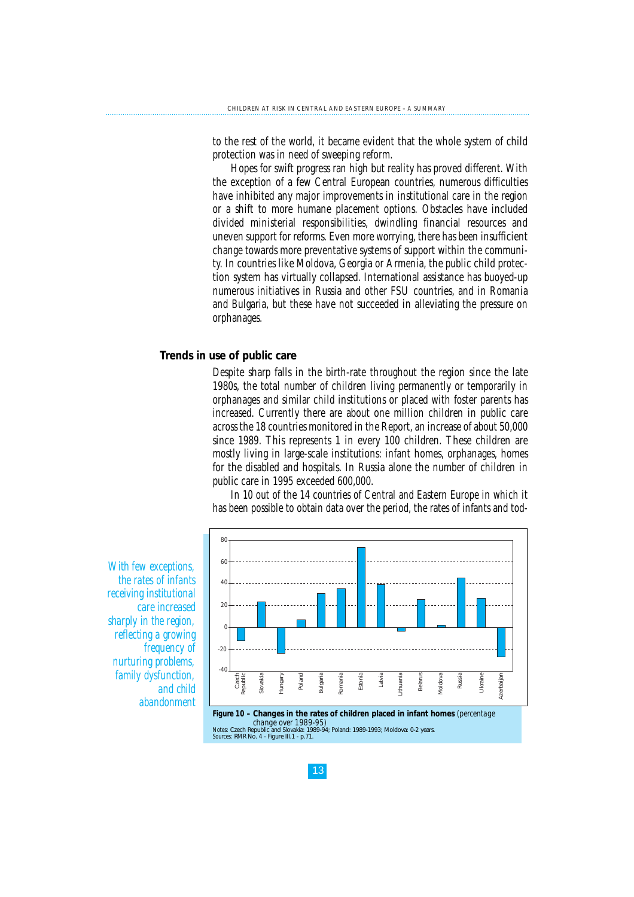to the rest of the world, it became evident that the whole system of child protection was in need of sweeping reform.

Hopes for swift progress ran high but reality has proved different. With the exception of a few Central European countries, numerous difficulties have inhibited any major improvements in institutional care in the region or a shift to more humane placement options. Obstacles have included divided ministerial responsibilities, dwindling financial resources and uneven support for reforms. Even more worrying, there has been insufficient change towards more preventative systems of support within the community. In countries like Moldova, Georgia or Armenia, the public child protection system has virtually collapsed. International assistance has buoyed-up numerous initiatives in Russia and other FSU countries, and in Romania and Bulgaria, but these have not succeeded in alleviating the pressure on orphanages.

### Trends in use of public care

Despite sharp falls in the birth-rate throughout the region since the late 1980s, the total number of children living permanently or temporarily in orphanages and similar child institutions or placed with foster parents has increased. Currently there are about one million children in public care across the 18 countries monitored in the Report, an increase of about 50,000 since 1989. This represents 1 in every 100 children. These children are mostly living in large-scale institutions: infant homes, orphanages, homes for the disabled and hospitals. In Russia alone the number of children in public care in 1995 exceeded 600,000.

In 10 out of the 14 countries of Central and Eastern Europe in which it has been possible to obtain data over the period, the rates of infants and tod-

*With few exceptions, the rates of infants receiving institutional care increased sharply in the region, reflecting a growing frequency of nurturing problems, family dysfunction, and child abandonment*

**Figure 10 – Changes in the rates of children placed in infant homes** *(percentage change over 1989-95)*

Notes: Czech Republic and Slovakia: 1989-94; Poland: 1989-1993; Moldova: 0-2 years.
Sources: RMR No. 4 - Figure III.1 - p.71.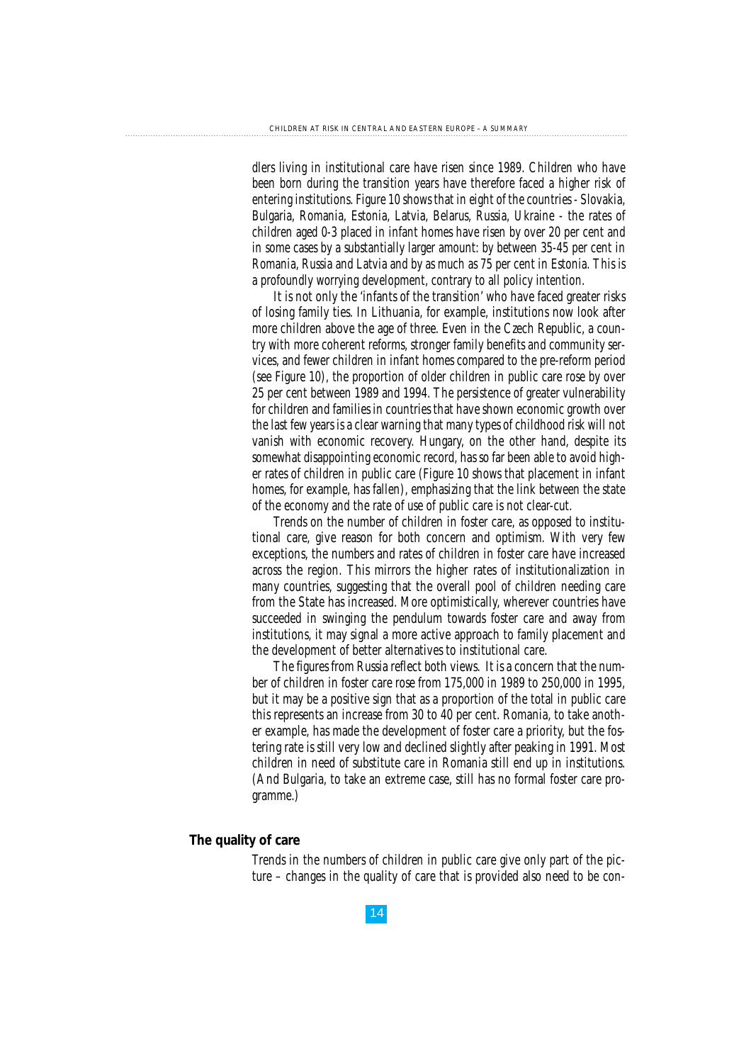dlers living in institutional care have risen since 1989. Children who have been born during the transition years have therefore faced a higher risk of entering institutions. Figure 10 shows that in eight of the countries - Slovakia, Bulgaria, Romania, Estonia, Latvia, Belarus, Russia, Ukraine - the rates of children aged 0-3 placed in infant homes have risen by over 20 per cent and in some cases by a substantially larger amount: by between 35-45 per cent in Romania, Russia and Latvia and by as much as 75 per cent in Estonia. This is a profoundly worrying development, contrary to all policy intention.

It is not only the 'infants of the transition' who have faced greater risks of losing family ties. In Lithuania, for example, institutions now look after more children above the age of three. Even in the Czech Republic, a country with more coherent reforms, stronger family benefits and community services, and fewer children in infant homes compared to the pre-reform period (see Figure 10), the proportion of older children in public care rose by over 25 per cent between 1989 and 1994. The persistence of greater vulnerability for children and families in countries that have shown economic growth over the last few years is a clear warning that many types of childhood risk will not vanish with economic recovery. Hungary, on the other hand, despite its somewhat disappointing economic record, has so far been able to avoid higher rates of children in public care (Figure 10 shows that placement in infant homes, for example, has fallen), emphasizing that the link between the state of the economy and the rate of use of public care is not clear-cut.

Trends on the number of children in foster care, as opposed to institutional care, give reason for both concern and optimism. With very few exceptions, the numbers and rates of children in foster care have increased across the region. This mirrors the higher rates of institutionalization in many countries, suggesting that the overall pool of children needing care from the State has increased. More optimistically, wherever countries have succeeded in swinging the pendulum towards foster care and away from institutions, it may signal a more active approach to family placement and the development of better alternatives to institutional care.

The figures from Russia reflect both views. It is a concern that the number of children in foster care rose from 175,000 in 1989 to 250,000 in 1995, but it may be a positive sign that as a proportion of the total in public care this represents an increase from 30 to 40 per cent. Romania, to take another example, has made the development of foster care a priority, but the fostering rate is still very low and declined slightly after peaking in 1991. Most children in need of substitute care in Romania still end up in institutions. (And Bulgaria, to take an extreme case, still has no formal foster care programme.)

## The quality of care

Trends in the numbers of children in public care give only part of the picture – changes in the quality of care that is provided also need to be con-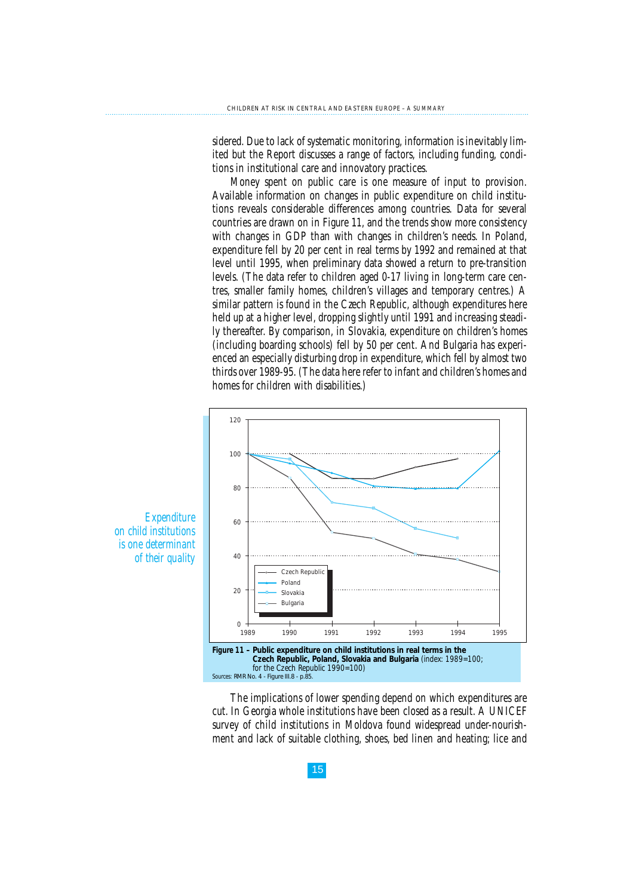sidered. Due to lack of systematic monitoring, information is inevitably limited but the Report discusses a range of factors, including funding, conditions in institutional care and innovatory practices.

Money spent on public care is one measure of input to provision. Available information on changes in public expenditure on child institutions reveals considerable differences among countries. Data for several countries are drawn on in Figure 11, and the trends show more consistency with changes in GDP than with changes in children's needs. In Poland, expenditure fell by 20 per cent in real terms by 1992 and remained at that level until 1995, when preliminary data showed a return to pre-transition levels. (The data refer to children aged 0-17 living in long-term care centres, smaller family homes, children's villages and temporary centres.) A similar pattern is found in the Czech Republic, although expenditures here held up at a higher level, dropping slightly until 1991 and increasing steadily thereafter. By comparison, in Slovakia, expenditure on children's homes (including boarding schools) fell by 50 per cent. And Bulgaria has experienced an especially disturbing drop in expenditure, which fell by almost two thirds over 1989-95. (The data here refer to infant and children's homes and homes for children with disabilities.)

*Expenditure on child institutions is one determinant of their quality*

**Figure 11 – Public expenditure on child institutions in real terms in the Czech Republic, Poland, Slovakia and Bulgaria** (index: 1989=100; for the Czech Republic 1990=100)

Sources: RMR No. 4 - Figure III.8 - p.85.

The implications of lower spending depend on which expenditures are cut. In Georgia whole institutions have been closed as a result. A UNICEF survey of child institutions in Moldova found widespread under-nourishment and lack of suitable clothing, shoes, bed linen and heating; lice and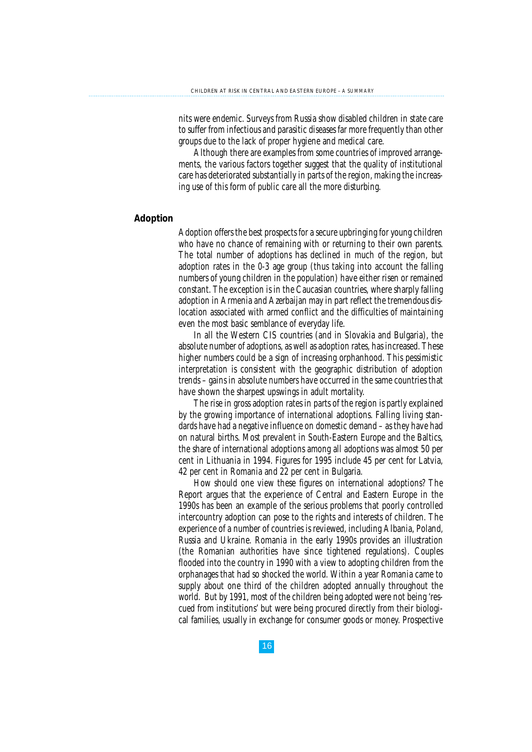nits were endemic. Surveys from Russia show disabled children in state care to suffer from infectious and parasitic diseases far more frequently than other groups due to the lack of proper hygiene and medical care.

Although there are examples from some countries of improved arrangements, the various factors together suggest that the quality of institutional care has deteriorated substantially in parts of the region, making the increasing use of this form of public care all the more disturbing.

## Adoption

Adoption offers the best prospects for a secure upbringing for young children who have no chance of remaining with or returning to their own parents. The total number of adoptions has declined in much of the region, but adoption rates in the 0-3 age group (thus taking into account the falling numbers of young children in the population) have either risen or remained constant. The exception is in the Caucasian countries, where sharply falling adoption in Armenia and Azerbaijan may in part reflect the tremendous dislocation associated with armed conflict and the difficulties of maintaining even the most basic semblance of everyday life.

In all the Western CIS countries (and in Slovakia and Bulgaria), the absolute number of adoptions, as well as adoption rates, has increased. These higher numbers could be a sign of increasing orphanhood. This pessimistic interpretation is consistent with the geographic distribution of adoption trends – gains in absolute numbers have occurred in the same countries that have shown the sharpest upswings in adult mortality.

The rise in gross adoption rates in parts of the region is partly explained by the growing importance of international adoptions. Falling living standards have had a negative influence on domestic demand – as they have had on natural births. Most prevalent in South-Eastern Europe and the Baltics, the share of international adoptions among all adoptions was almost 50 per cent in Lithuania in 1994. Figures for 1995 include 45 per cent for Latvia, 42 per cent in Romania and 22 per cent in Bulgaria.

How should one view these figures on international adoptions? The Report argues that the experience of Central and Eastern Europe in the 1990s has been an example of the serious problems that poorly controlled intercountry adoption can pose to the rights and interests of children. The experience of a number of countries is reviewed, including Albania, Poland, Russia and Ukraine. Romania in the early 1990s provides an illustration (the Romanian authorities have since tightened regulations). Couples flooded into the country in 1990 with a view to adopting children from the orphanages that had so shocked the world. Within a year Romania came to supply about one third of the children adopted annually throughout the world. But by 1991, most of the children being adopted were not being 'rescued from institutions' but were being procured directly from their biological families, usually in exchange for consumer goods or money. Prospective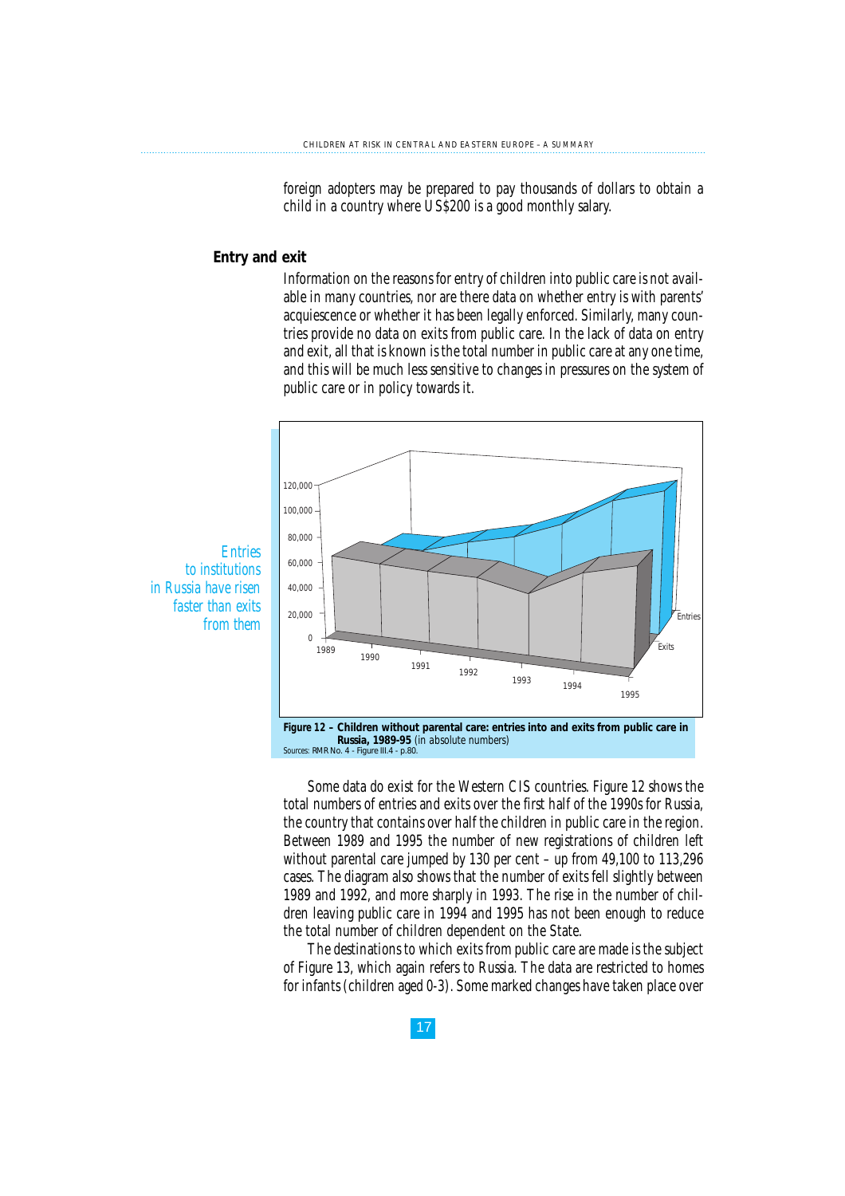foreign adopters may be prepared to pay thousands of dollars to obtain a child in a country where US$200 is a good monthly salary.

## Entry and exit

Information on the reasons for entry of children into public care is not available in many countries, nor are there data on whether entry is with parents' acquiescence or whether it has been legally enforced. Similarly, many countries provide no data on exits from public care. In the lack of data on entry and exit, all that is known is the total number in public care at any one time, and this will be much less sensitive to changes in pressures on the system of public care or in policy towards it.

*Entries to institutions in Russia have risen faster than exits from them*

**Figure 12 – Children without parental care: entries into and exits from public care in Russia, 1989-95** (in absolute numbers)
Sources: RMR No. 4 - Figure III.4 - p.80.

Some data do exist for the Western CIS countries. Figure 12 shows the total numbers of entries and exits over the first half of the 1990s for Russia, the country that contains over half the children in public care in the region. Between 1989 and 1995 the number of new registrations of children left without parental care jumped by 130 per cent – up from 49,100 to 113,296 cases. The diagram also shows that the number of exits fell slightly between 1989 and 1992, and more sharply in 1993. The rise in the number of children leaving public care in 1994 and 1995 has not been enough to reduce the total number of children dependent on the State.

The destinations to which exits from public care are made is the subject of Figure 13, which again refers to Russia. The data are restricted to homes for infants (children aged 0-3). Some marked changes have taken place over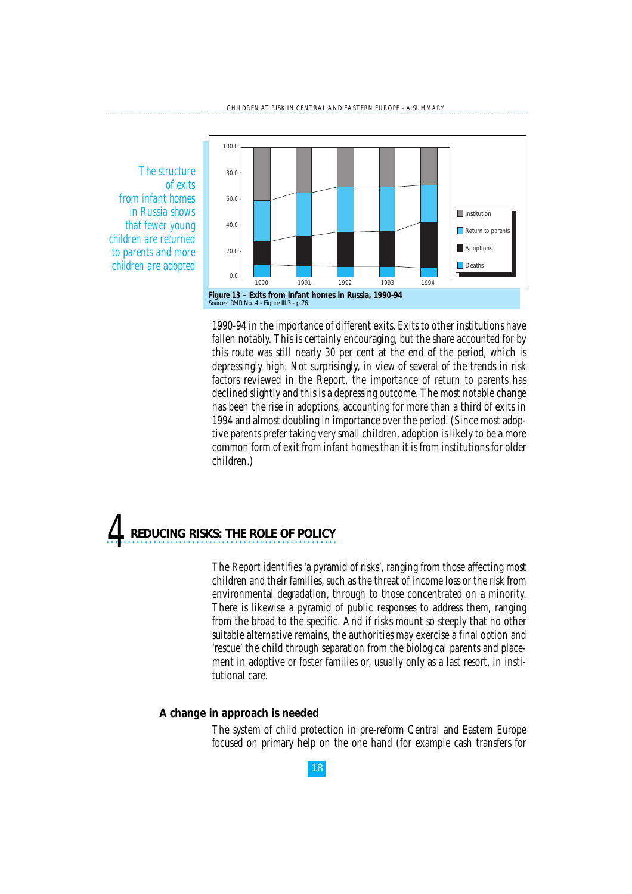*The structure of exits from infant homes in Russia shows that fewer young children are returned to parents and more children are adopted*

**Figure 13 – Exits from infant homes in Russia, 1990-94**
Sources: RMR No. 4 - Figure III.3 - p.76.

1990-94 in the importance of different exits. Exits to other institutions have fallen notably. This is certainly encouraging, but the share accounted for by this route was still nearly 30 per cent at the end of the period, which is depressingly high. Not surprisingly, in view of several of the trends in risk factors reviewed in the Report, the importance of return to parents has declined slightly and this is a depressing outcome. The most notable change has been the rise in adoptions, accounting for more than a third of exits in 1994 and almost doubling in importance over the period. (Since most adoptive parents prefer taking very small children, adoption is likely to be a more common form of exit from infant homes than it is from institutions for older children.)

# 4 REDUCING RISKS: THE ROLE OF POLICY

The Report identifies 'a pyramid of risks', ranging from those affecting most children and their families, such as the threat of income loss or the risk from environmental degradation, through to those concentrated on a minority. There is likewise a pyramid of public responses to address them, ranging from the broad to the specific. And if risks mount so steeply that no other suitable alternative remains, the authorities may exercise a final option and 'rescue' the child through separation from the biological parents and placement in adoptive or foster families or, usually only as a last resort, in institutional care.

## A change in approach is needed

The system of child protection in pre-reform Central and Eastern Europe focused on primary help on the one hand (for example cash transfers for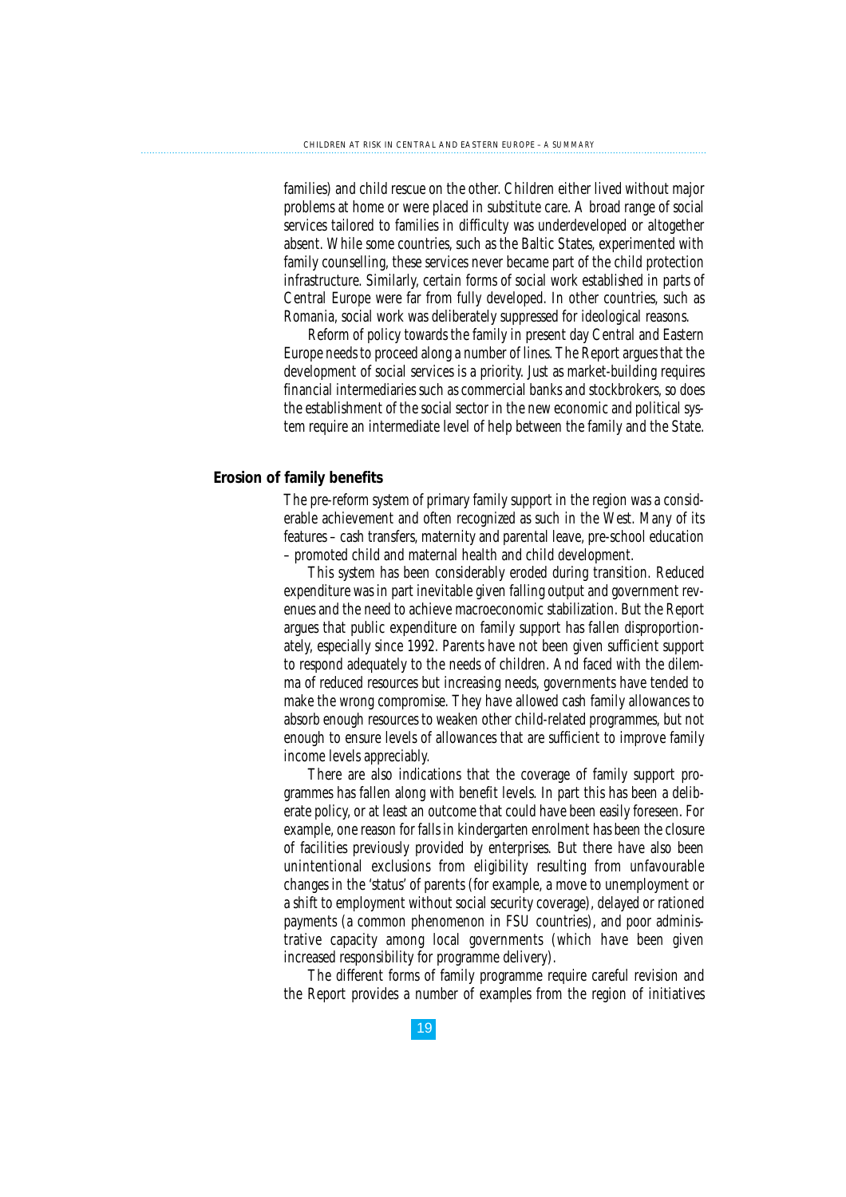families) and child rescue on the other. Children either lived without major problems at home or were placed in substitute care. A broad range of social services tailored to families in difficulty was underdeveloped or altogether absent. While some countries, such as the Baltic States, experimented with family counselling, these services never became part of the child protection infrastructure. Similarly, certain forms of social work established in parts of Central Europe were far from fully developed. In other countries, such as Romania, social work was deliberately suppressed for ideological reasons.

Reform of policy towards the family in present day Central and Eastern Europe needs to proceed along a number of lines. The Report argues that the development of social services is a priority. Just as market-building requires financial intermediaries such as commercial banks and stockbrokers, so does the establishment of the social sector in the new economic and political system require an intermediate level of help between the family and the State.

### Erosion of family benefits

The pre-reform system of primary family support in the region was a considerable achievement and often recognized as such in the West. Many of its features – cash transfers, maternity and parental leave, pre-school education – promoted child and maternal health and child development.

This system has been considerably eroded during transition. Reduced expenditure was in part inevitable given falling output and government revenues and the need to achieve macroeconomic stabilization. But the Report argues that public expenditure on family support has fallen disproportionately, especially since 1992. Parents have not been given sufficient support to respond adequately to the needs of children. And faced with the dilemma of reduced resources but increasing needs, governments have tended to make the wrong compromise. They have allowed cash family allowances to absorb enough resources to weaken other child-related programmes, but not enough to ensure levels of allowances that are sufficient to improve family income levels appreciably.

There are also indications that the coverage of family support programmes has fallen along with benefit levels. In part this has been a deliberate policy, or at least an outcome that could have been easily foreseen. For example, one reason for falls in kindergarten enrolment has been the closure of facilities previously provided by enterprises. But there have also been unintentional exclusions from eligibility resulting from unfavourable changes in the 'status' of parents (for example, a move to unemployment or a shift to employment without social security coverage), delayed or rationed payments (a common phenomenon in FSU countries), and poor administrative capacity among local governments (which have been given increased responsibility for programme delivery).

The different forms of family programme require careful revision and the Report provides a number of examples from the region of initiatives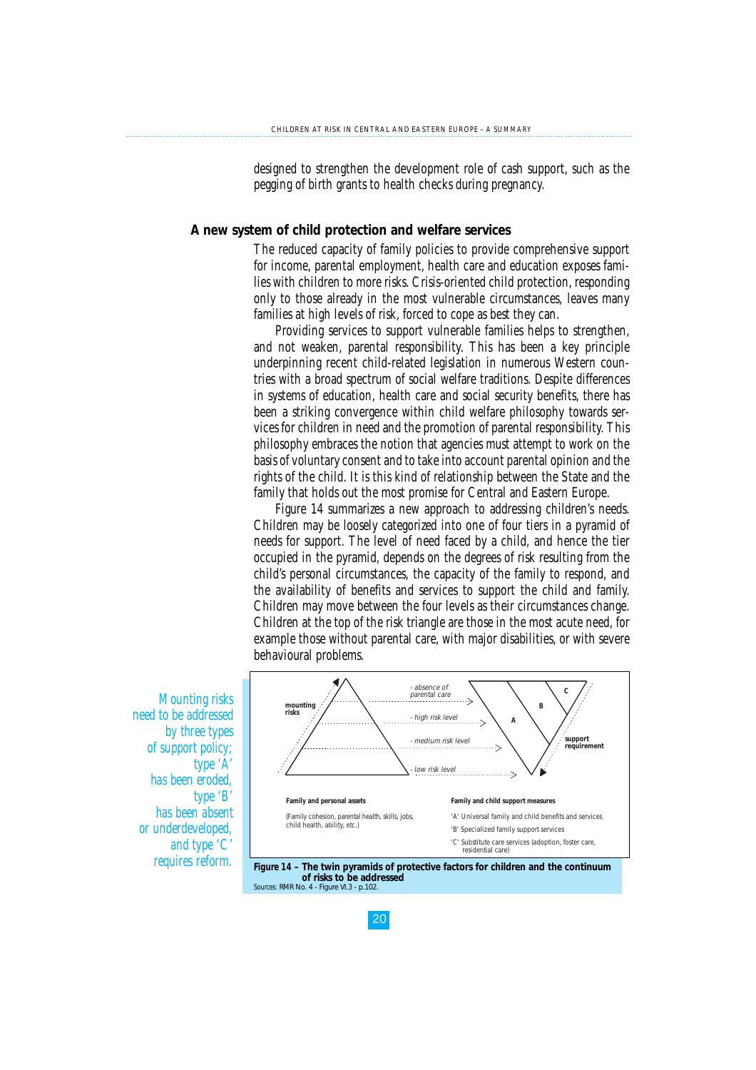designed to strengthen the development role of cash support, such as the pegging of birth grants to health checks during pregnancy.

## A new system of child protection and welfare services

The reduced capacity of family policies to provide comprehensive support for income, parental employment, health care and education exposes families with children to more risks. Crisis-oriented child protection, responding only to those already in the most vulnerable circumstances, leaves many families at high levels of risk, forced to cope as best they can.

Providing services to support vulnerable families helps to strengthen, and not weaken, parental responsibility. This has been a key principle underpinning recent child-related legislation in numerous Western countries with a broad spectrum of social welfare traditions. Despite differences in systems of education, health care and social security benefits, there has been a striking convergence within child welfare philosophy towards services for children in need and the promotion of parental responsibility. This philosophy embraces the notion that agencies must attempt to work on the basis of voluntary consent and to take into account parental opinion and the rights of the child. It is this kind of relationship between the State and the family that holds out the most promise for Central and Eastern Europe.

Figure 14 summarizes a new approach to addressing children's needs. Children may be loosely categorized into one of four tiers in a pyramid of needs for support. The level of need faced by a child, and hence the tier occupied in the pyramid, depends on the degrees of risk resulting from the child's personal circumstances, the capacity of the family to respond, and the availability of benefits and services to support the child and family. Children may move between the four levels as their circumstances change. Children at the top of the risk triangle are those in the most acute need, for example those without parental care, with major disabilities, or with severe behavioural problems.

*Mounting risks need to be addressed by three types of support policy; type 'A' has been eroded, type 'B' has been absent or underdeveloped, and type 'C' requires reform.*

mounting risks

- absence of parental care
- high risk level
- medium risk level
- low risk level

A, B, C — support requirement

**Family and personal assets**

(Family cohesion, parental health, skills, jobs, child health, ability, etc.)

**Family and child support measures**

'A' Universal family and child benefits and services

'B' Specialized family support services

'C' Substitute care services (adoption, foster care, residential care)

**Figure 14 – The twin pyramids of protective factors for children and the continuum of risks to be addressed**

Sources: RMR No. 4 - Figure VI.3 - p.102.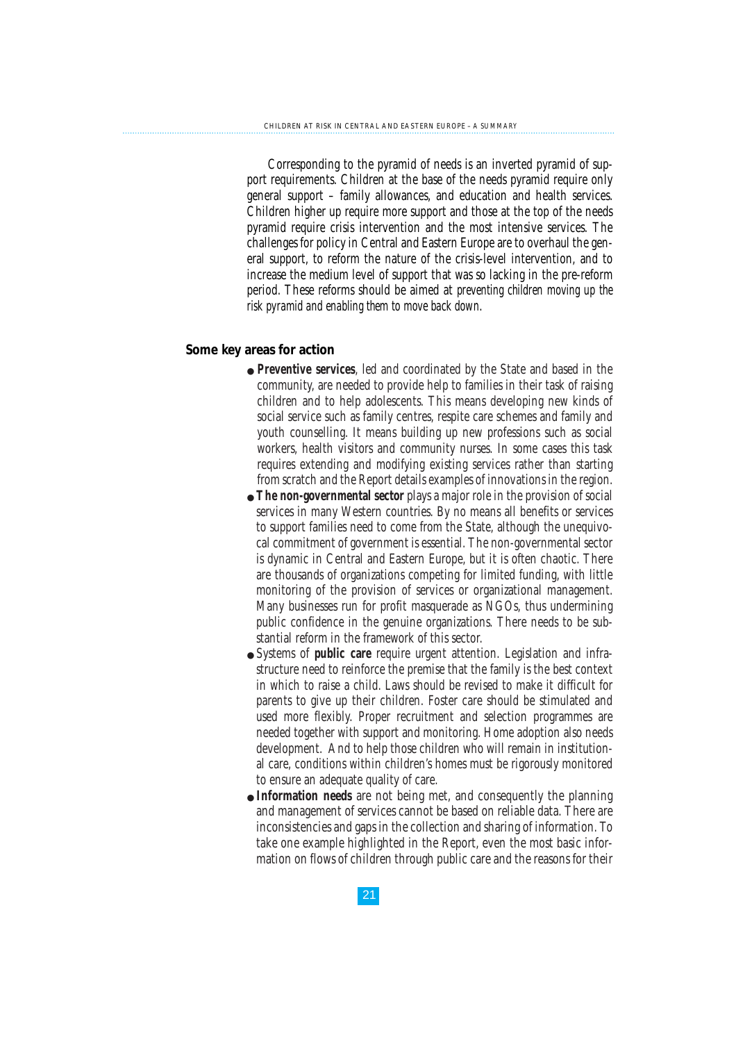Corresponding to the pyramid of needs is an inverted pyramid of support requirements. Children at the base of the needs pyramid require only general support – family allowances, and education and health services. Children higher up require more support and those at the top of the needs pyramid require crisis intervention and the most intensive services. The challenges for policy in Central and Eastern Europe are to overhaul the general support, to reform the nature of the crisis-level intervention, and to increase the medium level of support that was so lacking in the pre-reform period. These reforms should be aimed at *preventing children moving up the risk pyramid and enabling them to move back down.*

## Some key areas for action

- **Preventive services**, led and coordinated by the State and based in the community, are needed to provide help to families in their task of raising children and to help adolescents. This means developing new kinds of social service such as family centres, respite care schemes and family and youth counselling. It means building up new professions such as social workers, health visitors and community nurses. In some cases this task requires extending and modifying existing services rather than starting from scratch and the Report details examples of innovations in the region.
- **The non-governmental sector** plays a major role in the provision of social services in many Western countries. By no means all benefits or services to support families need to come from the State, although the unequivocal commitment of government is essential. The non-governmental sector is dynamic in Central and Eastern Europe, but it is often chaotic. There are thousands of organizations competing for limited funding, with little monitoring of the provision of services or organizational management. Many businesses run for profit masquerade as NGOs, thus undermining public confidence in the genuine organizations. There needs to be substantial reform in the framework of this sector.
- Systems of **public care** require urgent attention. Legislation and infrastructure need to reinforce the premise that the family is the best context in which to raise a child. Laws should be revised to make it difficult for parents to give up their children. Foster care should be stimulated and used more flexibly. Proper recruitment and selection programmes are needed together with support and monitoring. Home adoption also needs development. And to help those children who will remain in institutional care, conditions within children's homes must be rigorously monitored to ensure an adequate quality of care.
- **Information needs** are not being met, and consequently the planning and management of services cannot be based on reliable data. There are inconsistencies and gaps in the collection and sharing of information. To take one example highlighted in the Report, even the most basic information on flows of children through public care and the reasons for their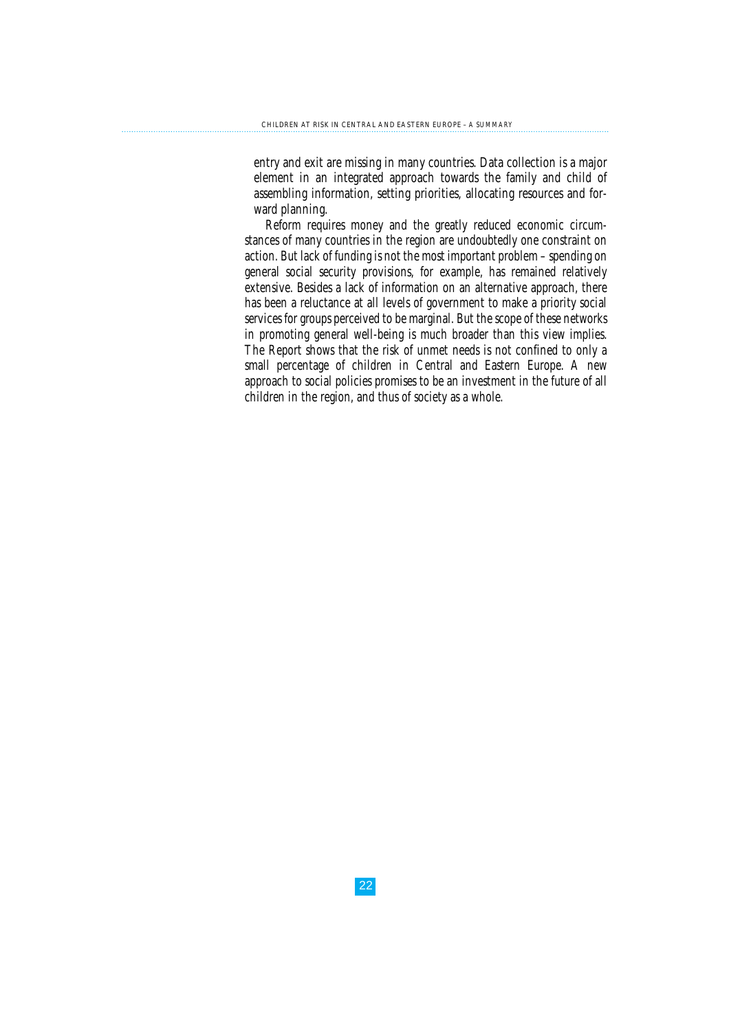entry and exit are missing in many countries. Data collection is a major element in an integrated approach towards the family and child of assembling information, setting priorities, allocating resources and forward planning.

Reform requires money and the greatly reduced economic circumstances of many countries in the region are undoubtedly one constraint on action. But lack of funding is not the most important problem – spending on general social security provisions, for example, has remained relatively extensive. Besides a lack of information on an alternative approach, there has been a reluctance at all levels of government to make a priority social services for groups perceived to be marginal. But the scope of these networks in promoting general well-being is much broader than this view implies. The Report shows that the risk of unmet needs is not confined to only a small percentage of children in Central and Eastern Europe. A new approach to social policies promises to be an investment in the future of all children in the region, and thus of society as a whole.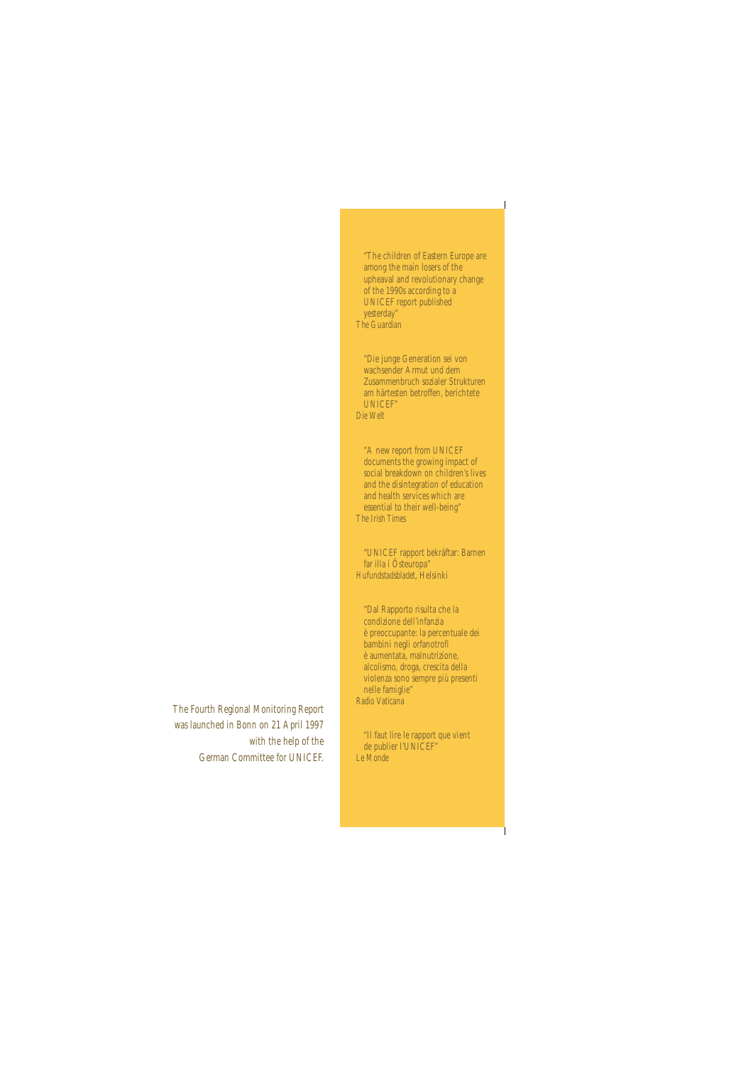"The children of Eastern Europe are among the main losers of the upheaval and revolutionary change of the 1990s according to a UNICEF report published yesterday"
*The Guardian*

"Die junge Generation sei von wachsender Armut und dem Zusammenbruch sozialer Strukturen am härtesten betroffen, berichtete UNICEF"
*Die Welt*

"A new report from UNICEF documents the growing impact of social breakdown on children's lives and the disintegration of education and health services which are essential to their well-being"
*The Irish Times*

"UNICEF rapport bekräftar: Barnen far illa i Östeuropa"
*Hufundstadsbladet, Helsinki*

"Dal Rapporto risulta che la condizione dell'infanzia è preoccupante: la percentuale dei bambini negli orfanotrofi è aumentata, malnutrizione, alcolismo, droga, crescita della violenza sono sempre più presenti nelle famiglie"
*Radio Vaticana*

"Il faut lire le rapport que vient de publier l'UNICEF"
*Le Monde*

*The Fourth Regional Monitoring Report was launched in Bonn on 21 April 1997 with the help of the German Committee for UNICEF.*